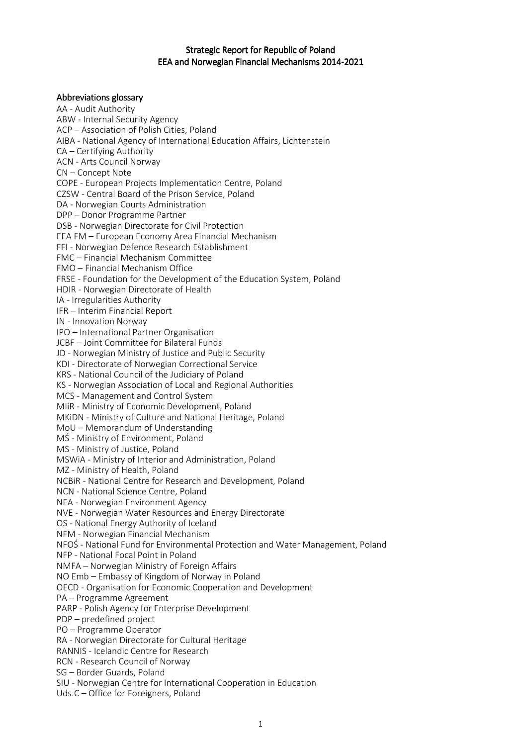# Strategic Report for Republic of Poland
# EEA and Norwegian Financial Mechanisms 2014-2021

## Abbreviations glossary

AA - Audit Authority
ABW - Internal Security Agency
ACP – Association of Polish Cities, Poland
AIBA - National Agency of International Education Affairs, Lichtenstein
CA – Certifying Authority
ACN - Arts Council Norway
CN – Concept Note
COPE - European Projects Implementation Centre, Poland
CZSW - Central Board of the Prison Service, Poland
DA - Norwegian Courts Administration
DPP – Donor Programme Partner
DSB - Norwegian Directorate for Civil Protection
EEA FM – European Economy Area Financial Mechanism
FFI - Norwegian Defence Research Establishment
FMC – Financial Mechanism Committee
FMO – Financial Mechanism Office
FRSE - Foundation for the Development of the Education System, Poland
HDIR - Norwegian Directorate of Health
IA - Irregularities Authority
IFR – Interim Financial Report
IN - Innovation Norway
IPO – International Partner Organisation
JCBF – Joint Committee for Bilateral Funds
JD - Norwegian Ministry of Justice and Public Security
KDI - Directorate of Norwegian Correctional Service
KRS - National Council of the Judiciary of Poland
KS - Norwegian Association of Local and Regional Authorities
MCS - Management and Control System
MIiR - Ministry of Economic Development, Poland
MKiDN - Ministry of Culture and National Heritage, Poland
MoU – Memorandum of Understanding
MŚ - Ministry of Environment, Poland
MS - Ministry of Justice, Poland
MSWiA - Ministry of Interior and Administration, Poland
MZ - Ministry of Health, Poland
NCBiR - National Centre for Research and Development, Poland
NCN - National Science Centre, Poland
NEA - Norwegian Environment Agency
NVE - Norwegian Water Resources and Energy Directorate
OS - National Energy Authority of Iceland
NFM - Norwegian Financial Mechanism
NFOŚ - National Fund for Environmental Protection and Water Management, Poland
NFP - National Focal Point in Poland
NMFA – Norwegian Ministry of Foreign Affairs
NO Emb – Embassy of Kingdom of Norway in Poland
OECD - Organisation for Economic Cooperation and Development
PA – Programme Agreement
PARP - Polish Agency for Enterprise Development
PDP – predefined project
PO – Programme Operator
RA - Norwegian Directorate for Cultural Heritage
RANNIS - Icelandic Centre for Research
RCN - Research Council of Norway
SG – Border Guards, Poland
SIU - Norwegian Centre for International Cooperation in Education
Uds.C – Office for Foreigners, Poland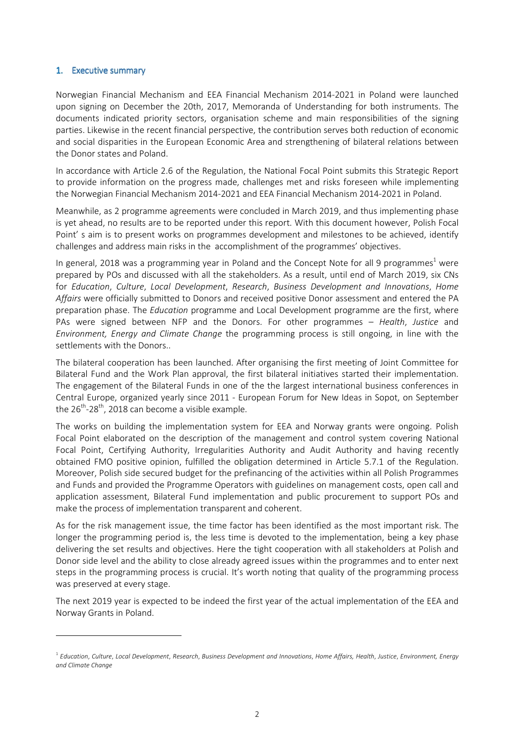## 1. Executive summary

Norwegian Financial Mechanism and EEA Financial Mechanism 2014-2021 in Poland were launched upon signing on December the 20th, 2017, Memoranda of Understanding for both instruments. The documents indicated priority sectors, organisation scheme and main responsibilities of the signing parties. Likewise in the recent financial perspective, the contribution serves both reduction of economic and social disparities in the European Economic Area and strengthening of bilateral relations between the Donor states and Poland.

In accordance with Article 2.6 of the Regulation, the National Focal Point submits this Strategic Report to provide information on the progress made, challenges met and risks foreseen while implementing the Norwegian Financial Mechanism 2014-2021 and EEA Financial Mechanism 2014-2021 in Poland.

Meanwhile, as 2 programme agreements were concluded in March 2019, and thus implementing phase is yet ahead, no results are to be reported under this report. With this document however, Polish Focal Point' s aim is to present works on programmes development and milestones to be achieved, identify challenges and address main risks in the accomplishment of the programmes' objectives.

In general, 2018 was a programming year in Poland and the Concept Note for all 9 programmes[1] were prepared by POs and discussed with all the stakeholders. As a result, until end of March 2019, six CNs for *Education*, *Culture*, *Local Development*, *Research*, *Business Development and Innovations*, *Home Affairs* were officially submitted to Donors and received positive Donor assessment and entered the PA preparation phase. The *Education* programme and Local Development programme are the first, where PAs were signed between NFP and the Donors. For other programmes – *Health*, *Justice* and *Environment, Energy and Climate Change* the programming process is still ongoing, in line with the settlements with the Donors..

The bilateral cooperation has been launched. After organising the first meeting of Joint Committee for Bilateral Fund and the Work Plan approval, the first bilateral initiatives started their implementation. The engagement of the Bilateral Funds in one of the the largest international business conferences in Central Europe, organized yearly since 2011 - European Forum for New Ideas in Sopot, on September the 26th-28th, 2018 can become a visible example.

The works on building the implementation system for EEA and Norway grants were ongoing. Polish Focal Point elaborated on the description of the management and control system covering National Focal Point, Certifying Authority, Irregularities Authority and Audit Authority and having recently obtained FMO positive opinion, fulfilled the obligation determined in Article 5.7.1 of the Regulation. Moreover, Polish side secured budget for the prefinancing of the activities within all Polish Programmes and Funds and provided the Programme Operators with guidelines on management costs, open call and application assessment, Bilateral Fund implementation and public procurement to support POs and make the process of implementation transparent and coherent.

As for the risk management issue, the time factor has been identified as the most important risk. The longer the programming period is, the less time is devoted to the implementation, being a key phase delivering the set results and objectives. Here the tight cooperation with all stakeholders at Polish and Donor side level and the ability to close already agreed issues within the programmes and to enter next steps in the programming process is crucial. It's worth noting that quality of the programming process was preserved at every stage.

The next 2019 year is expected to be indeed the first year of the actual implementation of the EEA and Norway Grants in Poland.

---

[1] *Education*, *Culture*, *Local Development*, *Research*, *Business Development and Innovations*, *Home Affairs, Health*, *Justice*, *Environment, Energy and Climate Change*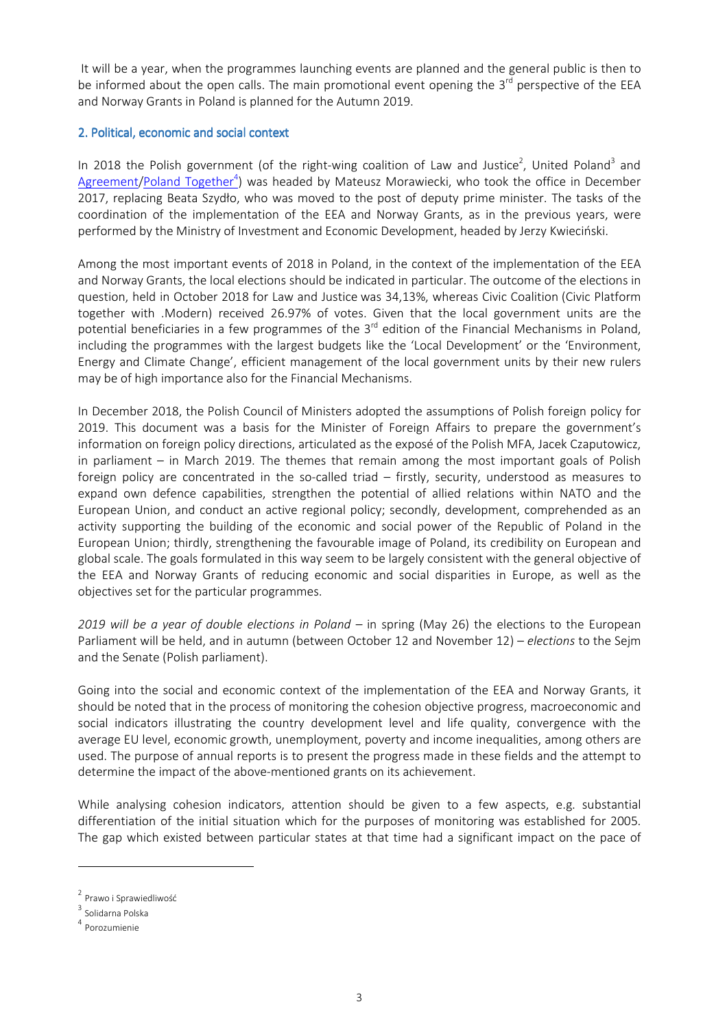It will be a year, when the programmes launching events are planned and the general public is then to be informed about the open calls. The main promotional event opening the 3rd perspective of the EEA and Norway Grants in Poland is planned for the Autumn 2019.

## 2. Political, economic and social context

In 2018 the Polish government (of the right-wing coalition of Law and Justice[2], United Poland[3] and Agreement/Poland Together[4]) was headed by Mateusz Morawiecki, who took the office in December 2017, replacing Beata Szydło, who was moved to the post of deputy prime minister. The tasks of the coordination of the implementation of the EEA and Norway Grants, as in the previous years, were performed by the Ministry of Investment and Economic Development, headed by Jerzy Kwieciński.

Among the most important events of 2018 in Poland, in the context of the implementation of the EEA and Norway Grants, the local elections should be indicated in particular. The outcome of the elections in question, held in October 2018 for Law and Justice was 34,13%, whereas Civic Coalition (Civic Platform together with .Modern) received 26.97% of votes. Given that the local government units are the potential beneficiaries in a few programmes of the 3rd edition of the Financial Mechanisms in Poland, including the programmes with the largest budgets like the 'Local Development' or the 'Environment, Energy and Climate Change', efficient management of the local government units by their new rulers may be of high importance also for the Financial Mechanisms.

In December 2018, the Polish Council of Ministers adopted the assumptions of Polish foreign policy for 2019. This document was a basis for the Minister of Foreign Affairs to prepare the government's information on foreign policy directions, articulated as the exposé of the Polish MFA, Jacek Czaputowicz, in parliament – in March 2019. The themes that remain among the most important goals of Polish foreign policy are concentrated in the so-called triad – firstly, security, understood as measures to expand own defence capabilities, strengthen the potential of allied relations within NATO and the European Union, and conduct an active regional policy; secondly, development, comprehended as an activity supporting the building of the economic and social power of the Republic of Poland in the European Union; thirdly, strengthening the favourable image of Poland, its credibility on European and global scale. The goals formulated in this way seem to be largely consistent with the general objective of the EEA and Norway Grants of reducing economic and social disparities in Europe, as well as the objectives set for the particular programmes.

*2019 will be a year of double elections in Poland* – in spring (May 26) the elections to the European Parliament will be held, and in autumn (between October 12 and November 12) – *elections* to the Sejm and the Senate (Polish parliament).

Going into the social and economic context of the implementation of the EEA and Norway Grants, it should be noted that in the process of monitoring the cohesion objective progress, macroeconomic and social indicators illustrating the country development level and life quality, convergence with the average EU level, economic growth, unemployment, poverty and income inequalities, among others are used. The purpose of annual reports is to present the progress made in these fields and the attempt to determine the impact of the above-mentioned grants on its achievement.

While analysing cohesion indicators, attention should be given to a few aspects, e.g. substantial differentiation of the initial situation which for the purposes of monitoring was established for 2005. The gap which existed between particular states at that time had a significant impact on the pace of

---

[2] Prawo i Sprawiedliwość

[3] Solidarna Polska

[4] Porozumienie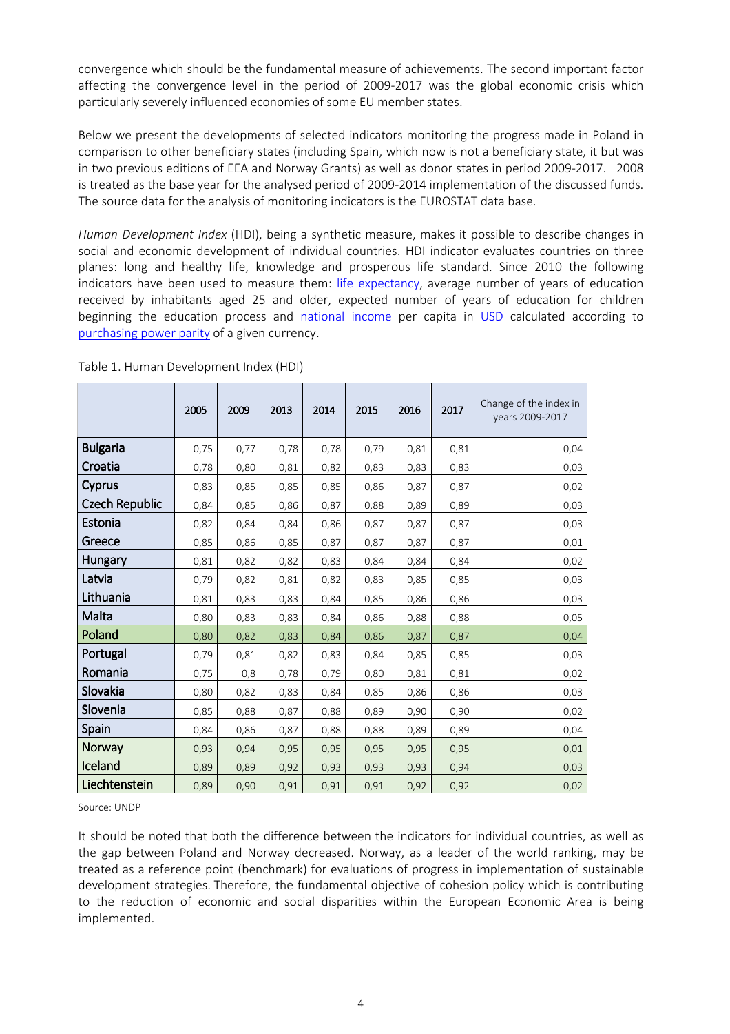convergence which should be the fundamental measure of achievements. The second important factor affecting the convergence level in the period of 2009-2017 was the global economic crisis which particularly severely influenced economies of some EU member states.

Below we present the developments of selected indicators monitoring the progress made in Poland in comparison to other beneficiary states (including Spain, which now is not a beneficiary state, it but was in two previous editions of EEA and Norway Grants) as well as donor states in period 2009-2017. 2008 is treated as the base year for the analysed period of 2009-2014 implementation of the discussed funds. The source data for the analysis of monitoring indicators is the EUROSTAT data base.

*Human Development Index* (HDI), being a synthetic measure, makes it possible to describe changes in social and economic development of individual countries. HDI indicator evaluates countries on three planes: long and healthy life, knowledge and prosperous life standard. Since 2010 the following indicators have been used to measure them: life expectancy, average number of years of education received by inhabitants aged 25 and older, expected number of years of education for children beginning the education process and national income per capita in USD calculated according to purchasing power parity of a given currency.

Table 1. Human Development Index (HDI)

| | 2005 | 2009 | 2013 | 2014 | 2015 | 2016 | 2017 | Change of the index in years 2009-2017 |
|---|---|---|---|---|---|---|---|---|
| Bulgaria | 0,75 | 0,77 | 0,78 | 0,78 | 0,79 | 0,81 | 0,81 | 0,04 |
| Croatia | 0,78 | 0,80 | 0,81 | 0,82 | 0,83 | 0,83 | 0,83 | 0,03 |
| Cyprus | 0,83 | 0,85 | 0,85 | 0,85 | 0,86 | 0,87 | 0,87 | 0,02 |
| Czech Republic | 0,84 | 0,85 | 0,86 | 0,87 | 0,88 | 0,89 | 0,89 | 0,03 |
| Estonia | 0,82 | 0,84 | 0,84 | 0,86 | 0,87 | 0,87 | 0,87 | 0,03 |
| Greece | 0,85 | 0,86 | 0,85 | 0,87 | 0,87 | 0,87 | 0,87 | 0,01 |
| Hungary | 0,81 | 0,82 | 0,82 | 0,83 | 0,84 | 0,84 | 0,84 | 0,02 |
| Latvia | 0,79 | 0,82 | 0,81 | 0,82 | 0,83 | 0,85 | 0,85 | 0,03 |
| Lithuania | 0,81 | 0,83 | 0,83 | 0,84 | 0,85 | 0,86 | 0,86 | 0,03 |
| Malta | 0,80 | 0,83 | 0,83 | 0,84 | 0,86 | 0,88 | 0,88 | 0,05 |
| Poland | 0,80 | 0,82 | 0,83 | 0,84 | 0,86 | 0,87 | 0,87 | 0,04 |
| Portugal | 0,79 | 0,81 | 0,82 | 0,83 | 0,84 | 0,85 | 0,85 | 0,03 |
| Romania | 0,75 | 0,8 | 0,78 | 0,79 | 0,80 | 0,81 | 0,81 | 0,02 |
| Slovakia | 0,80 | 0,82 | 0,83 | 0,84 | 0,85 | 0,86 | 0,86 | 0,03 |
| Slovenia | 0,85 | 0,88 | 0,87 | 0,88 | 0,89 | 0,90 | 0,90 | 0,02 |
| Spain | 0,84 | 0,86 | 0,87 | 0,88 | 0,88 | 0,89 | 0,89 | 0,04 |
| Norway | 0,93 | 0,94 | 0,95 | 0,95 | 0,95 | 0,95 | 0,95 | 0,01 |
| Iceland | 0,89 | 0,89 | 0,92 | 0,93 | 0,93 | 0,93 | 0,94 | 0,03 |
| Liechtenstein | 0,89 | 0,90 | 0,91 | 0,91 | 0,91 | 0,92 | 0,92 | 0,02 |

Source: UNDP

It should be noted that both the difference between the indicators for individual countries, as well as the gap between Poland and Norway decreased. Norway, as a leader of the world ranking, may be treated as a reference point (benchmark) for evaluations of progress in implementation of sustainable development strategies. Therefore, the fundamental objective of cohesion policy which is contributing to the reduction of economic and social disparities within the European Economic Area is being implemented.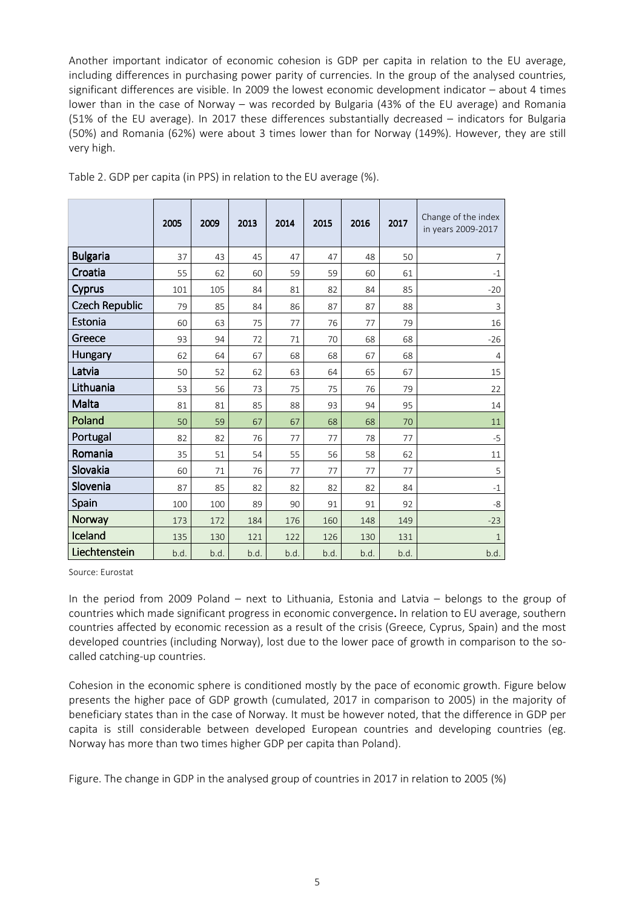Another important indicator of economic cohesion is GDP per capita in relation to the EU average, including differences in purchasing power parity of currencies. In the group of the analysed countries, significant differences are visible. In 2009 the lowest economic development indicator – about 4 times lower than in the case of Norway – was recorded by Bulgaria (43% of the EU average) and Romania (51% of the EU average). In 2017 these differences substantially decreased – indicators for Bulgaria (50%) and Romania (62%) were about 3 times lower than for Norway (149%). However, they are still very high.

Table 2. GDP per capita (in PPS) in relation to the EU average (%).

| | 2005 | 2009 | 2013 | 2014 | 2015 | 2016 | 2017 | Change of the index in years 2009-2017 |
|---|---|---|---|---|---|---|---|---|
| Bulgaria | 37 | 43 | 45 | 47 | 47 | 48 | 50 | 7 |
| Croatia | 55 | 62 | 60 | 59 | 59 | 60 | 61 | -1 |
| Cyprus | 101 | 105 | 84 | 81 | 82 | 84 | 85 | -20 |
| Czech Republic | 79 | 85 | 84 | 86 | 87 | 87 | 88 | 3 |
| Estonia | 60 | 63 | 75 | 77 | 76 | 77 | 79 | 16 |
| Greece | 93 | 94 | 72 | 71 | 70 | 68 | 68 | -26 |
| Hungary | 62 | 64 | 67 | 68 | 68 | 67 | 68 | 4 |
| Latvia | 50 | 52 | 62 | 63 | 64 | 65 | 67 | 15 |
| Lithuania | 53 | 56 | 73 | 75 | 75 | 76 | 79 | 22 |
| Malta | 81 | 81 | 85 | 88 | 93 | 94 | 95 | 14 |
| Poland | 50 | 59 | 67 | 67 | 68 | 68 | 70 | 11 |
| Portugal | 82 | 82 | 76 | 77 | 77 | 78 | 77 | -5 |
| Romania | 35 | 51 | 54 | 55 | 56 | 58 | 62 | 11 |
| Slovakia | 60 | 71 | 76 | 77 | 77 | 77 | 77 | 5 |
| Slovenia | 87 | 85 | 82 | 82 | 82 | 82 | 84 | -1 |
| Spain | 100 | 100 | 89 | 90 | 91 | 91 | 92 | -8 |
| Norway | 173 | 172 | 184 | 176 | 160 | 148 | 149 | -23 |
| Iceland | 135 | 130 | 121 | 122 | 126 | 130 | 131 | 1 |
| Liechtenstein | b.d. | b.d. | b.d. | b.d. | b.d. | b.d. | b.d. | b.d. |

Source: Eurostat

In the period from 2009 Poland – next to Lithuania, Estonia and Latvia – belongs to the group of countries which made significant progress in economic convergence. In relation to EU average, southern countries affected by economic recession as a result of the crisis (Greece, Cyprus, Spain) and the most developed countries (including Norway), lost due to the lower pace of growth in comparison to the so-called catching-up countries.

Cohesion in the economic sphere is conditioned mostly by the pace of economic growth. Figure below presents the higher pace of GDP growth (cumulated, 2017 in comparison to 2005) in the majority of beneficiary states than in the case of Norway. It must be however noted, that the difference in GDP per capita is still considerable between developed European countries and developing countries (eg. Norway has more than two times higher GDP per capita than Poland).

Figure. The change in GDP in the analysed group of countries in 2017 in relation to 2005 (%)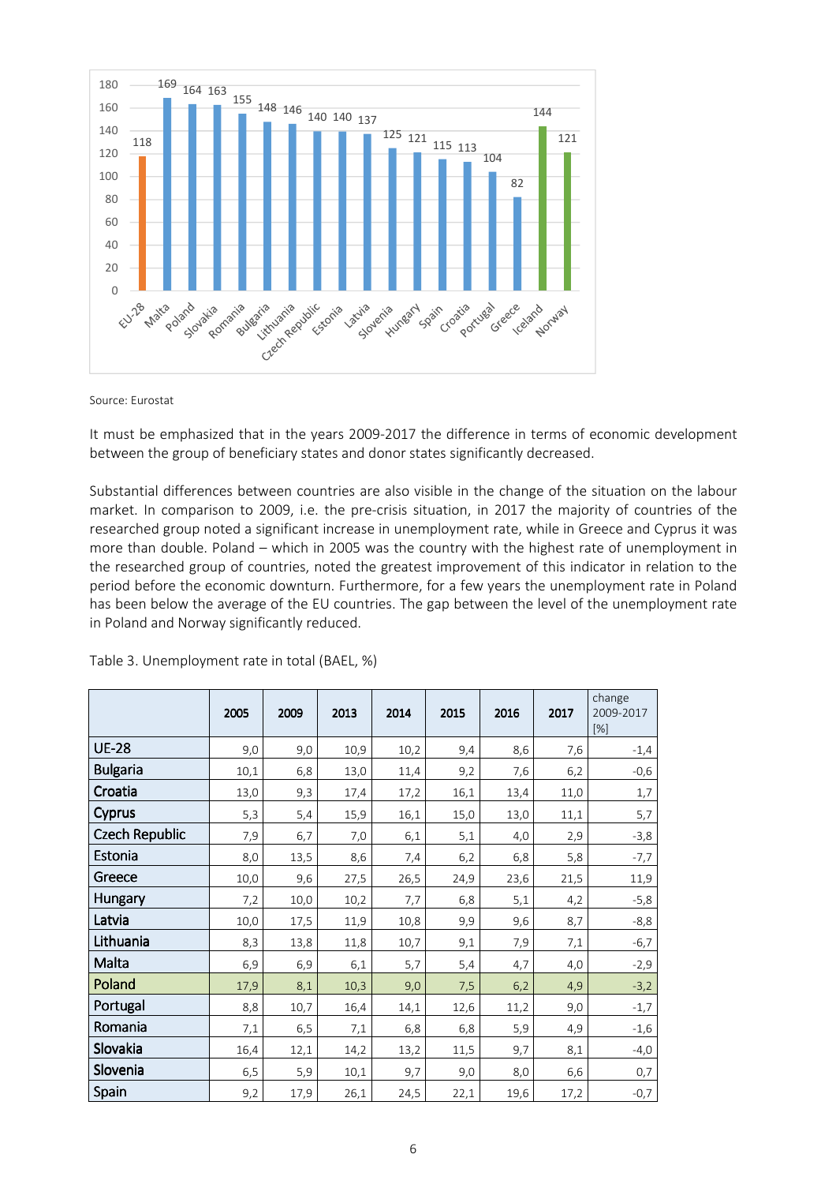Source: Eurostat

It must be emphasized that in the years 2009-2017 the difference in terms of economic development between the group of beneficiary states and donor states significantly decreased.

Substantial differences between countries are also visible in the change of the situation on the labour market. In comparison to 2009, i.e. the pre-crisis situation, in 2017 the majority of countries of the researched group noted a significant increase in unemployment rate, while in Greece and Cyprus it was more than double. Poland – which in 2005 was the country with the highest rate of unemployment in the researched group of countries, noted the greatest improvement of this indicator in relation to the period before the economic downturn. Furthermore, for a few years the unemployment rate in Poland has been below the average of the EU countries. The gap between the level of the unemployment rate in Poland and Norway significantly reduced.

Table 3. Unemployment rate in total (BAEL, %)

| | 2005 | 2009 | 2013 | 2014 | 2015 | 2016 | 2017 | change 2009-2017 [%] |
|---|---|---|---|---|---|---|---|---|
| UE-28 | 9,0 | 9,0 | 10,9 | 10,2 | 9,4 | 8,6 | 7,6 | -1,4 |
| Bulgaria | 10,1 | 6,8 | 13,0 | 11,4 | 9,2 | 7,6 | 6,2 | -0,6 |
| Croatia | 13,0 | 9,3 | 17,4 | 17,2 | 16,1 | 13,4 | 11,0 | 1,7 |
| Cyprus | 5,3 | 5,4 | 15,9 | 16,1 | 15,0 | 13,0 | 11,1 | 5,7 |
| Czech Republic | 7,9 | 6,7 | 7,0 | 6,1 | 5,1 | 4,0 | 2,9 | -3,8 |
| Estonia | 8,0 | 13,5 | 8,6 | 7,4 | 6,2 | 6,8 | 5,8 | -7,7 |
| Greece | 10,0 | 9,6 | 27,5 | 26,5 | 24,9 | 23,6 | 21,5 | 11,9 |
| Hungary | 7,2 | 10,0 | 10,2 | 7,7 | 6,8 | 5,1 | 4,2 | -5,8 |
| Latvia | 10,0 | 17,5 | 11,9 | 10,8 | 9,9 | 9,6 | 8,7 | -8,8 |
| Lithuania | 8,3 | 13,8 | 11,8 | 10,7 | 9,1 | 7,9 | 7,1 | -6,7 |
| Malta | 6,9 | 6,9 | 6,1 | 5,7 | 5,4 | 4,7 | 4,0 | -2,9 |
| Poland | 17,9 | 8,1 | 10,3 | 9,0 | 7,5 | 6,2 | 4,9 | -3,2 |
| Portugal | 8,8 | 10,7 | 16,4 | 14,1 | 12,6 | 11,2 | 9,0 | -1,7 |
| Romania | 7,1 | 6,5 | 7,1 | 6,8 | 6,8 | 5,9 | 4,9 | -1,6 |
| Slovakia | 16,4 | 12,1 | 14,2 | 13,2 | 11,5 | 9,7 | 8,1 | -4,0 |
| Slovenia | 6,5 | 5,9 | 10,1 | 9,7 | 9,0 | 8,0 | 6,6 | 0,7 |
| Spain | 9,2 | 17,9 | 26,1 | 24,5 | 22,1 | 19,6 | 17,2 | -0,7 |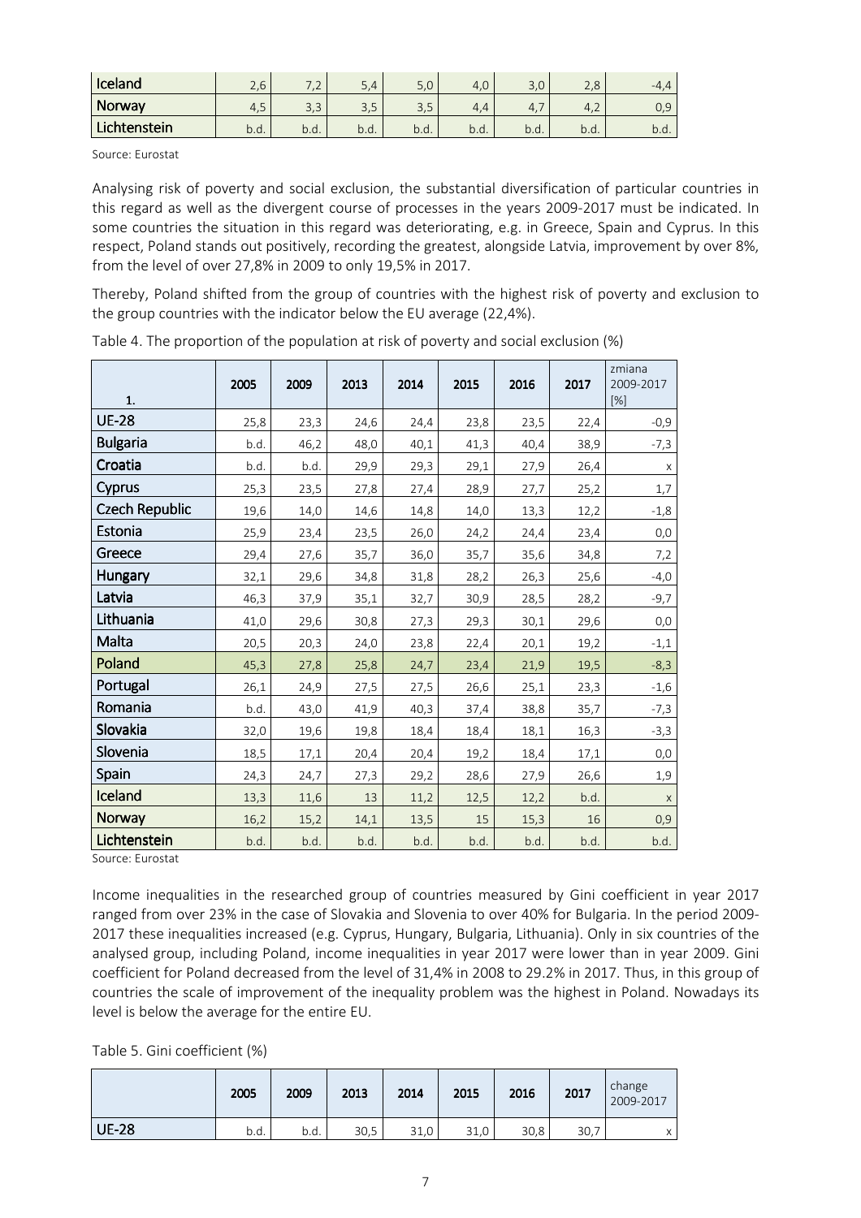| Iceland | 2,6 | 7,2 | 5,4 | 5,0 | 4,0 | 3,0 | 2,8 | -4,4 |
|---|---|---|---|---|---|---|---|---|
| Norway | 4,5 | 3,3 | 3,5 | 3,5 | 4,4 | 4,7 | 4,2 | 0,9 |
| Lichtenstein | b.d. | b.d. | b.d. | b.d. | b.d. | b.d. | b.d. | b.d. |

Source: Eurostat

Analysing risk of poverty and social exclusion, the substantial diversification of particular countries in this regard as well as the divergent course of processes in the years 2009-2017 must be indicated. In some countries the situation in this regard was deteriorating, e.g. in Greece, Spain and Cyprus. In this respect, Poland stands out positively, recording the greatest, alongside Latvia, improvement by over 8%, from the level of over 27,8% in 2009 to only 19,5% in 2017.

Thereby, Poland shifted from the group of countries with the highest risk of poverty and exclusion to the group countries with the indicator below the EU average (22,4%).

Table 4. The proportion of the population at risk of poverty and social exclusion (%)

| 1. | 2005 | 2009 | 2013 | 2014 | 2015 | 2016 | 2017 | zmiana 2009-2017 [%] |
|---|---|---|---|---|---|---|---|---|
| UE-28 | 25,8 | 23,3 | 24,6 | 24,4 | 23,8 | 23,5 | 22,4 | -0,9 |
| Bulgaria | b.d. | 46,2 | 48,0 | 40,1 | 41,3 | 40,4 | 38,9 | -7,3 |
| Croatia | b.d. | b.d. | 29,9 | 29,3 | 29,1 | 27,9 | 26,4 | x |
| Cyprus | 25,3 | 23,5 | 27,8 | 27,4 | 28,9 | 27,7 | 25,2 | 1,7 |
| Czech Republic | 19,6 | 14,0 | 14,6 | 14,8 | 14,0 | 13,3 | 12,2 | -1,8 |
| Estonia | 25,9 | 23,4 | 23,5 | 26,0 | 24,2 | 24,4 | 23,4 | 0,0 |
| Greece | 29,4 | 27,6 | 35,7 | 36,0 | 35,7 | 35,6 | 34,8 | 7,2 |
| Hungary | 32,1 | 29,6 | 34,8 | 31,8 | 28,2 | 26,3 | 25,6 | -4,0 |
| Latvia | 46,3 | 37,9 | 35,1 | 32,7 | 30,9 | 28,5 | 28,2 | -9,7 |
| Lithuania | 41,0 | 29,6 | 30,8 | 27,3 | 29,3 | 30,1 | 29,6 | 0,0 |
| Malta | 20,5 | 20,3 | 24,0 | 23,8 | 22,4 | 20,1 | 19,2 | -1,1 |
| Poland | 45,3 | 27,8 | 25,8 | 24,7 | 23,4 | 21,9 | 19,5 | -8,3 |
| Portugal | 26,1 | 24,9 | 27,5 | 27,5 | 26,6 | 25,1 | 23,3 | -1,6 |
| Romania | b.d. | 43,0 | 41,9 | 40,3 | 37,4 | 38,8 | 35,7 | -7,3 |
| Slovakia | 32,0 | 19,6 | 19,8 | 18,4 | 18,4 | 18,1 | 16,3 | -3,3 |
| Slovenia | 18,5 | 17,1 | 20,4 | 20,4 | 19,2 | 18,4 | 17,1 | 0,0 |
| Spain | 24,3 | 24,7 | 27,3 | 29,2 | 28,6 | 27,9 | 26,6 | 1,9 |
| Iceland | 13,3 | 11,6 | 13 | 11,2 | 12,5 | 12,2 | b.d. | x |
| Norway | 16,2 | 15,2 | 14,1 | 13,5 | 15 | 15,3 | 16 | 0,9 |
| Lichtenstein | b.d. | b.d. | b.d. | b.d. | b.d. | b.d. | b.d. | b.d. |

Source: Eurostat

Income inequalities in the researched group of countries measured by Gini coefficient in year 2017 ranged from over 23% in the case of Slovakia and Slovenia to over 40% for Bulgaria. In the period 2009-2017 these inequalities increased (e.g. Cyprus, Hungary, Bulgaria, Lithuania). Only in six countries of the analysed group, including Poland, income inequalities in year 2017 were lower than in year 2009. Gini coefficient for Poland decreased from the level of 31,4% in 2008 to 29.2% in 2017. Thus, in this group of countries the scale of improvement of the inequality problem was the highest in Poland. Nowadays its level is below the average for the entire EU.

Table 5. Gini coefficient (%)

| | 2005 | 2009 | 2013 | 2014 | 2015 | 2016 | 2017 | change 2009-2017 |
|---|---|---|---|---|---|---|---|---|
| UE-28 | b.d. | b.d. | 30,5 | 31,0 | 31,0 | 30,8 | 30,7 | x |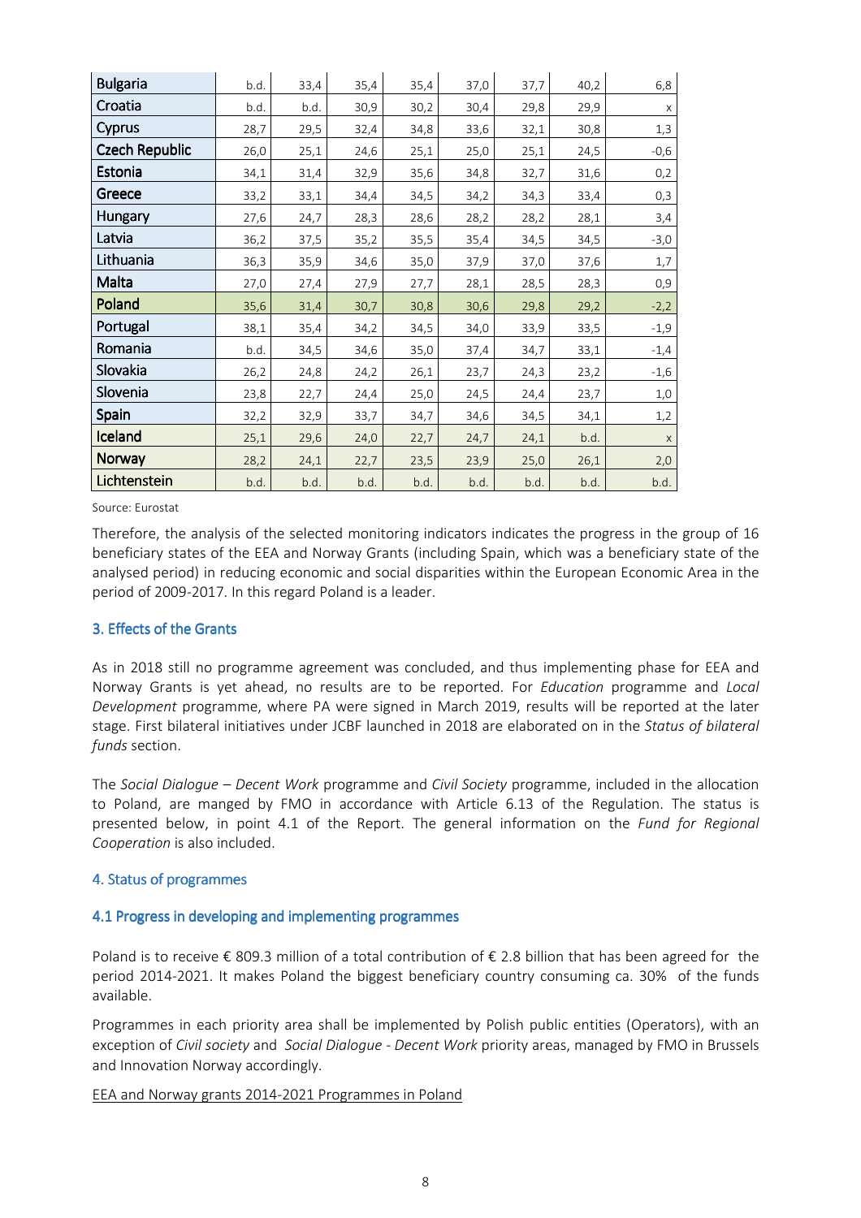| Bulgaria | b.d. | 33,4 | 35,4 | 35,4 | 37,0 | 37,7 | 40,2 | 6,8 |
|---|---|---|---|---|---|---|---|---|
| Croatia | b.d. | b.d. | 30,9 | 30,2 | 30,4 | 29,8 | 29,9 | x |
| Cyprus | 28,7 | 29,5 | 32,4 | 34,8 | 33,6 | 32,1 | 30,8 | 1,3 |
| Czech Republic | 26,0 | 25,1 | 24,6 | 25,1 | 25,0 | 25,1 | 24,5 | -0,6 |
| Estonia | 34,1 | 31,4 | 32,9 | 35,6 | 34,8 | 32,7 | 31,6 | 0,2 |
| Greece | 33,2 | 33,1 | 34,4 | 34,5 | 34,2 | 34,3 | 33,4 | 0,3 |
| Hungary | 27,6 | 24,7 | 28,3 | 28,6 | 28,2 | 28,2 | 28,1 | 3,4 |
| Latvia | 36,2 | 37,5 | 35,2 | 35,5 | 35,4 | 34,5 | 34,5 | -3,0 |
| Lithuania | 36,3 | 35,9 | 34,6 | 35,0 | 37,9 | 37,0 | 37,6 | 1,7 |
| Malta | 27,0 | 27,4 | 27,9 | 27,7 | 28,1 | 28,5 | 28,3 | 0,9 |
| Poland | 35,6 | 31,4 | 30,7 | 30,8 | 30,6 | 29,8 | 29,2 | -2,2 |
| Portugal | 38,1 | 35,4 | 34,2 | 34,5 | 34,0 | 33,9 | 33,5 | -1,9 |
| Romania | b.d. | 34,5 | 34,6 | 35,0 | 37,4 | 34,7 | 33,1 | -1,4 |
| Slovakia | 26,2 | 24,8 | 24,2 | 26,1 | 23,7 | 24,3 | 23,2 | -1,6 |
| Slovenia | 23,8 | 22,7 | 24,4 | 25,0 | 24,5 | 24,4 | 23,7 | 1,0 |
| Spain | 32,2 | 32,9 | 33,7 | 34,7 | 34,6 | 34,5 | 34,1 | 1,2 |
| Iceland | 25,1 | 29,6 | 24,0 | 22,7 | 24,7 | 24,1 | b.d. | x |
| Norway | 28,2 | 24,1 | 22,7 | 23,5 | 23,9 | 25,0 | 26,1 | 2,0 |
| Lichtenstein | b.d. | b.d. | b.d. | b.d. | b.d. | b.d. | b.d. | b.d. |

Source: Eurostat

Therefore, the analysis of the selected monitoring indicators indicates the progress in the group of 16 beneficiary states of the EEA and Norway Grants (including Spain, which was a beneficiary state of the analysed period) in reducing economic and social disparities within the European Economic Area in the period of 2009-2017. In this regard Poland is a leader.

## 3. Effects of the Grants

As in 2018 still no programme agreement was concluded, and thus implementing phase for EEA and Norway Grants is yet ahead, no results are to be reported. For *Education* programme and *Local Development* programme, where PA were signed in March 2019, results will be reported at the later stage. First bilateral initiatives under JCBF launched in 2018 are elaborated on in the *Status of bilateral funds* section.

The *Social Dialogue – Decent Work* programme and *Civil Society* programme, included in the allocation to Poland, are manged by FMO in accordance with Article 6.13 of the Regulation. The status is presented below, in point 4.1 of the Report. The general information on the *Fund for Regional Cooperation* is also included.

## 4. Status of programmes

### 4.1 Progress in developing and implementing programmes

Poland is to receive € 809.3 million of a total contribution of € 2.8 billion that has been agreed for the period 2014-2021. It makes Poland the biggest beneficiary country consuming ca. 30% of the funds available.

Programmes in each priority area shall be implemented by Polish public entities (Operators), with an exception of *Civil society* and *Social Dialogue - Decent Work* priority areas, managed by FMO in Brussels and Innovation Norway accordingly.

<u>EEA and Norway grants 2014-2021 Programmes in Poland</u>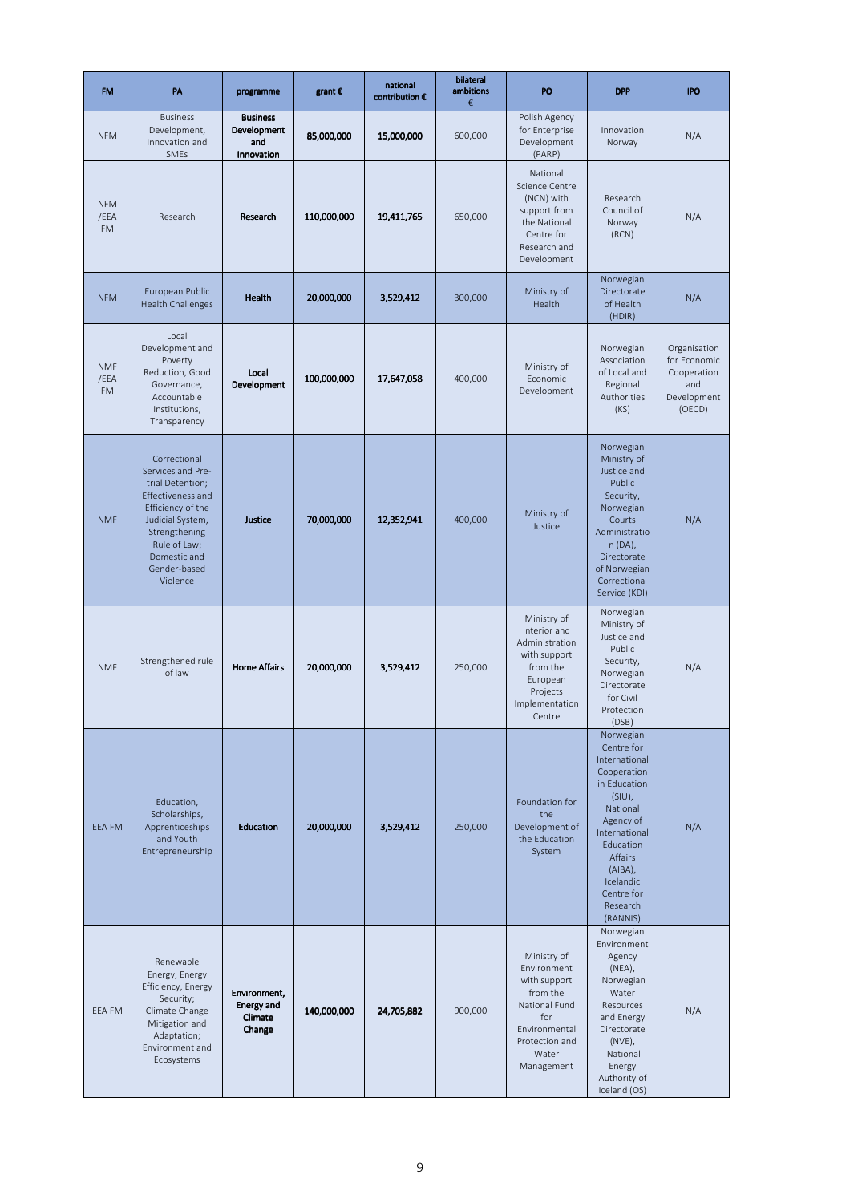| FM | PA | programme | grant € | national contribution € | bilateral ambitions € | PO | DPP | IPO |
|---|---|---|---|---|---|---|---|---|
| NFM | Business Development, Innovation and SMEs | **Business Development and Innovation** | **85,000,000** | **15,000,000** | 600,000 | Polish Agency for Enterprise Development (PARP) | Innovation Norway | N/A |
| NFM /EEA FM | Research | **Research** | **110,000,000** | **19,411,765** | 650,000 | National Science Centre (NCN) with support from the National Centre for Research and Development | Research Council of Norway (RCN) | N/A |
| NFM | European Public Health Challenges | **Health** | **20,000,000** | **3,529,412** | 300,000 | Ministry of Health | Norwegian Directorate of Health (HDIR) | N/A |
| NMF /EEA FM | Local Development and Poverty Reduction, Good Governance, Accountable Institutions, Transparency | **Local Development** | **100,000,000** | **17,647,058** | 400,000 | Ministry of Economic Development | Norwegian Association of Local and Regional Authorities (KS) | Organisation for Economic Cooperation and Development (OECD) |
| NMF | Correctional Services and Pre-trial Detention; Effectiveness and Efficiency of the Judicial System, Strengthening Rule of Law; Domestic and Gender-based Violence | **Justice** | **70,000,000** | **12,352,941** | 400,000 | Ministry of Justice | Norwegian Ministry of Justice and Public Security, Norwegian Courts Administration (DA), Directorate of Norwegian Correctional Service (KDI) | N/A |
| NMF | Strengthened rule of law | **Home Affairs** | **20,000,000** | **3,529,412** | 250,000 | Ministry of Interior and Administration with support from the European Projects Implementation Centre | Norwegian Ministry of Justice and Public Security, Norwegian Directorate for Civil Protection (DSB) | N/A |
| EEA FM | Education, Scholarships, Apprenticeships and Youth Entrepreneurship | **Education** | **20,000,000** | **3,529,412** | 250,000 | Foundation for the Development of the Education System | Norwegian Centre for International Cooperation in Education (SIU), National Agency of International Education Affairs (AIBA), Icelandic Centre for Research (RANNIS) | N/A |
| EEA FM | Renewable Energy, Energy Efficiency, Energy Security; Climate Change Mitigation and Adaptation; Environment and Ecosystems | **Environment, Energy and Climate Change** | **140,000,000** | **24,705,882** | 900,000 | Ministry of Environment with support from the National Fund for Environmental Protection and Water Management | Norwegian Environment Agency (NEA), Norwegian Water Resources and Energy Directorate (NVE), National Energy Authority of Iceland (OS) | N/A |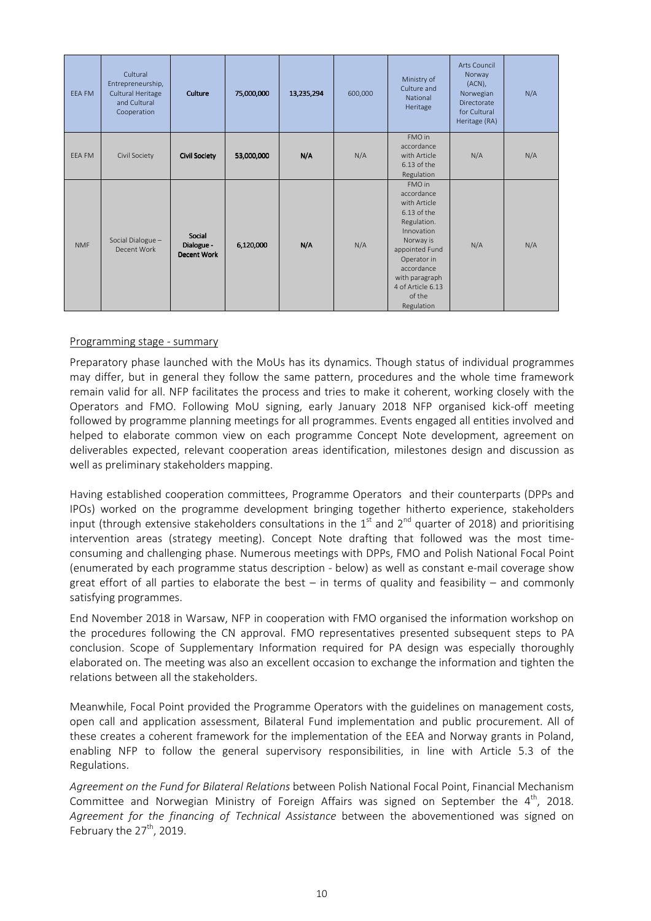| EEA FM | Cultural Entrepreneurship, Cultural Heritage and Cultural Cooperation | **Culture** | 75,000,000 | 13,235,294 | 600,000 | Ministry of Culture and National Heritage | Arts Council Norway (ACN), Norwegian Directorate for Cultural Heritage (RA) | N/A |
|---|---|---|---|---|---|---|---|---|
| EEA FM | Civil Society | **Civil Society** | 53,000,000 | N/A | N/A | FMO in accordance with Article 6.13 of the Regulation | N/A | N/A |
| NMF | Social Dialogue – Decent Work | **Social Dialogue - Decent Work** | 6,120,000 | N/A | N/A | FMO in accordance with Article 6.13 of the Regulation. Innovation Norway is appointed Fund Operator in accordance with paragraph 4 of Article 6.13 of the Regulation | N/A | N/A |

Programming stage - summary

Preparatory phase launched with the MoUs has its dynamics. Though status of individual programmes may differ, but in general they follow the same pattern, procedures and the whole time framework remain valid for all. NFP facilitates the process and tries to make it coherent, working closely with the Operators and FMO. Following MoU signing, early January 2018 NFP organised kick-off meeting followed by programme planning meetings for all programmes. Events engaged all entities involved and helped to elaborate common view on each programme Concept Note development, agreement on deliverables expected, relevant cooperation areas identification, milestones design and discussion as well as preliminary stakeholders mapping.

Having established cooperation committees, Programme Operators and their counterparts (DPPs and IPOs) worked on the programme development bringing together hitherto experience, stakeholders input (through extensive stakeholders consultations in the 1st and 2nd quarter of 2018) and prioritising intervention areas (strategy meeting). Concept Note drafting that followed was the most time-consuming and challenging phase. Numerous meetings with DPPs, FMO and Polish National Focal Point (enumerated by each programme status description - below) as well as constant e-mail coverage show great effort of all parties to elaborate the best – in terms of quality and feasibility – and commonly satisfying programmes.

End November 2018 in Warsaw, NFP in cooperation with FMO organised the information workshop on the procedures following the CN approval. FMO representatives presented subsequent steps to PA conclusion. Scope of Supplementary Information required for PA design was especially thoroughly elaborated on. The meeting was also an excellent occasion to exchange the information and tighten the relations between all the stakeholders.

Meanwhile, Focal Point provided the Programme Operators with the guidelines on management costs, open call and application assessment, Bilateral Fund implementation and public procurement. All of these creates a coherent framework for the implementation of the EEA and Norway grants in Poland, enabling NFP to follow the general supervisory responsibilities, in line with Article 5.3 of the Regulations.

*Agreement on the Fund for Bilateral Relations* between Polish National Focal Point, Financial Mechanism Committee and Norwegian Ministry of Foreign Affairs was signed on September the 4th, 2018. *Agreement for the financing of Technical Assistance* between the abovementioned was signed on February the 27th, 2019.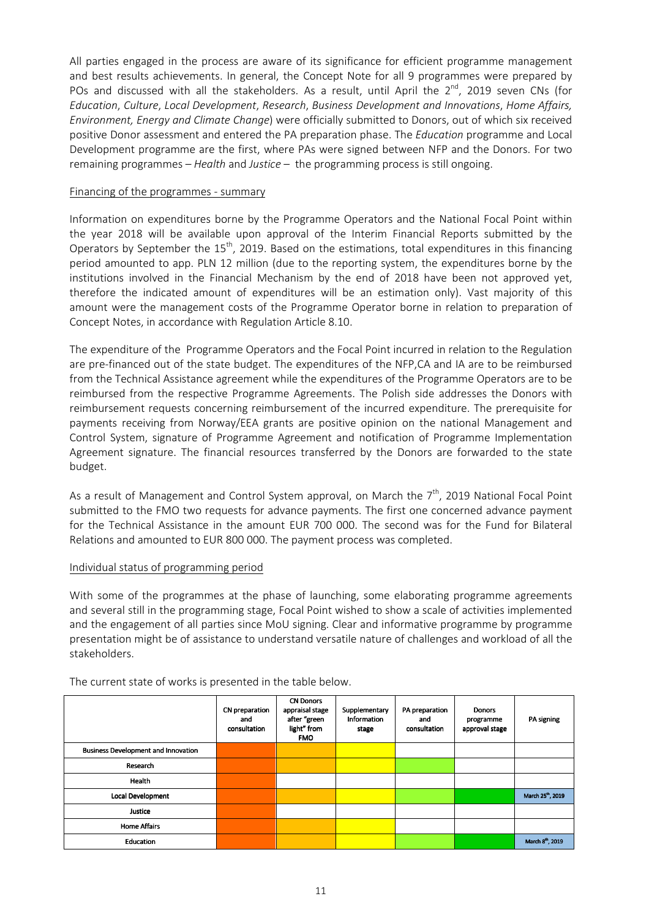All parties engaged in the process are aware of its significance for efficient programme management and best results achievements. In general, the Concept Note for all 9 programmes were prepared by POs and discussed with all the stakeholders. As a result, until April the 2nd, 2019 seven CNs (for *Education*, *Culture*, *Local Development*, *Research*, *Business Development and Innovations*, *Home Affairs, Environment, Energy and Climate Change*) were officially submitted to Donors, out of which six received positive Donor assessment and entered the PA preparation phase. The *Education* programme and Local Development programme are the first, where PAs were signed between NFP and the Donors. For two remaining programmes – *Health* and *Justice* – the programming process is still ongoing.

Financing of the programmes - summary

Information on expenditures borne by the Programme Operators and the National Focal Point within the year 2018 will be available upon approval of the Interim Financial Reports submitted by the Operators by September the 15th, 2019. Based on the estimations, total expenditures in this financing period amounted to app. PLN 12 million (due to the reporting system, the expenditures borne by the institutions involved in the Financial Mechanism by the end of 2018 have been not approved yet, therefore the indicated amount of expenditures will be an estimation only). Vast majority of this amount were the management costs of the Programme Operator borne in relation to preparation of Concept Notes, in accordance with Regulation Article 8.10.

The expenditure of the Programme Operators and the Focal Point incurred in relation to the Regulation are pre-financed out of the state budget. The expenditures of the NFP,CA and IA are to be reimbursed from the Technical Assistance agreement while the expenditures of the Programme Operators are to be reimbursed from the respective Programme Agreements. The Polish side addresses the Donors with reimbursement requests concerning reimbursement of the incurred expenditure. The prerequisite for payments receiving from Norway/EEA grants are positive opinion on the national Management and Control System, signature of Programme Agreement and notification of Programme Implementation Agreement signature. The financial resources transferred by the Donors are forwarded to the state budget.

As a result of Management and Control System approval, on March the 7th, 2019 National Focal Point submitted to the FMO two requests for advance payments. The first one concerned advance payment for the Technical Assistance in the amount EUR 700 000. The second was for the Fund for Bilateral Relations and amounted to EUR 800 000. The payment process was completed.

Individual status of programming period

With some of the programmes at the phase of launching, some elaborating programme agreements and several still in the programming stage, Focal Point wished to show a scale of activities implemented and the engagement of all parties since MoU signing. Clear and informative programme by programme presentation might be of assistance to understand versatile nature of challenges and workload of all the stakeholders.

The current state of works is presented in the table below.

| | CN preparation and consultation | CN Donors appraisal stage after "green light" from FMO | Supplementary Information stage | PA preparation and consultation | Donors programme approval stage | PA signing |
|---|---|---|---|---|---|---|
| Business Development and Innovation | | | | | | |
| Research | | | | | | |
| Health | | | | | | |
| Local Development | | | | | | March 25th, 2019 |
| Justice | | | | | | |
| Home Affairs | | | | | | |
| Education | | | | | | March 8th, 2019 |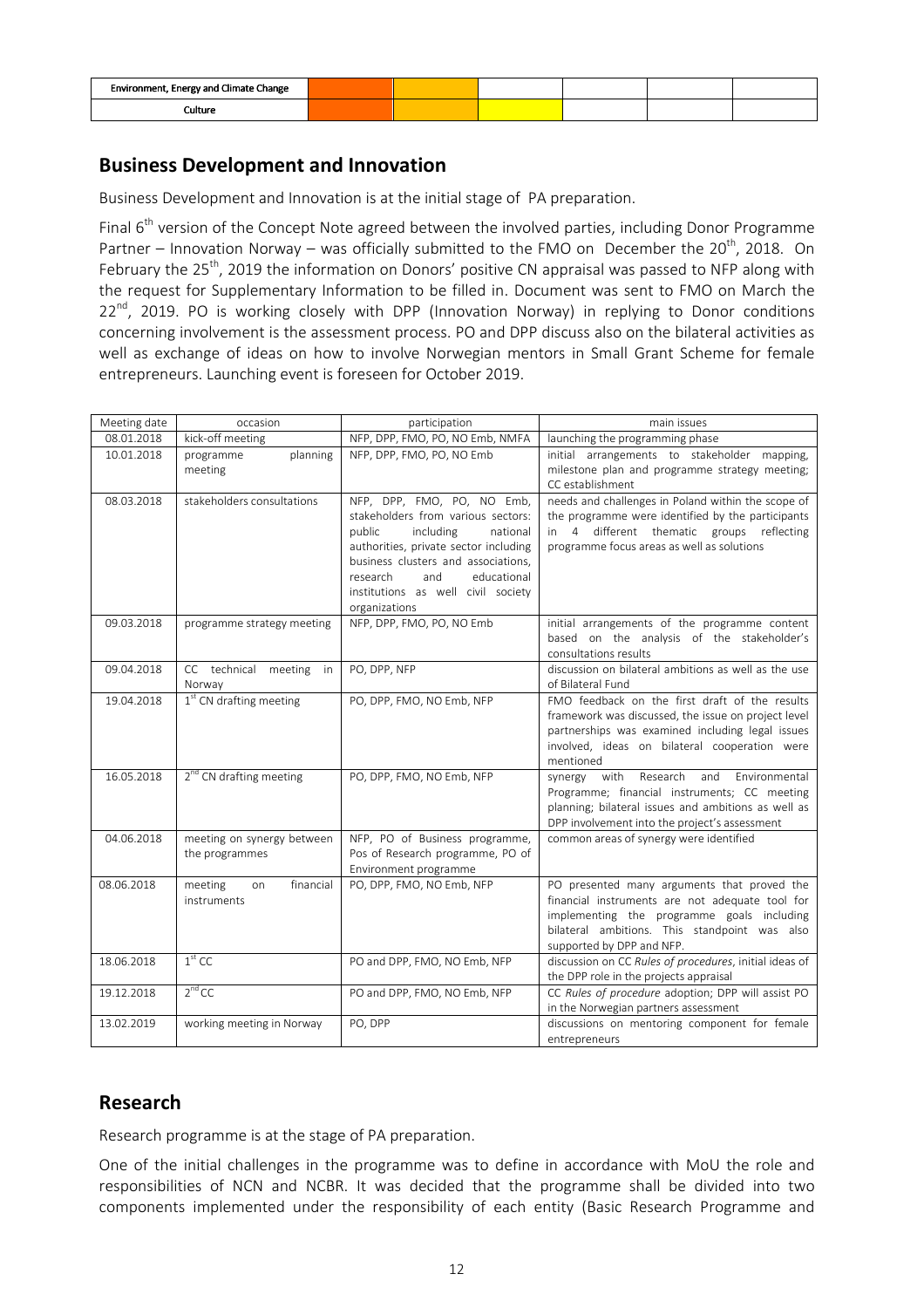| Environment, Energy and Climate Change | | | | | | |
|---|---|---|---|---|---|---|
| Culture | | | | | | |

## Business Development and Innovation

Business Development and Innovation is at the initial stage of PA preparation.

Final 6th version of the Concept Note agreed between the involved parties, including Donor Programme Partner – Innovation Norway – was officially submitted to the FMO on December the 20th, 2018. On February the 25th, 2019 the information on Donors' positive CN appraisal was passed to NFP along with the request for Supplementary Information to be filled in. Document was sent to FMO on March the 22nd, 2019. PO is working closely with DPP (Innovation Norway) in replying to Donor conditions concerning involvement is the assessment process. PO and DPP discuss also on the bilateral activities as well as exchange of ideas on how to involve Norwegian mentors in Small Grant Scheme for female entrepreneurs. Launching event is foreseen for October 2019.

| Meeting date | occasion | participation | main issues |
|---|---|---|---|
| 08.01.2018 | kick-off meeting | NFP, DPP, FMO, PO, NO Emb, NMFA | launching the programming phase |
| 10.01.2018 | programme planning meeting | NFP, DPP, FMO, PO, NO Emb | initial arrangements to stakeholder mapping, milestone plan and programme strategy meeting; CC establishment |
| 08.03.2018 | stakeholders consultations | NFP, DPP, FMO, PO, NO Emb, stakeholders from various sectors: public including national authorities, private sector including business clusters and associations, research and educational institutions as well civil society organizations | needs and challenges in Poland within the scope of the programme were identified by the participants in 4 different thematic groups reflecting programme focus areas as well as solutions |
| 09.03.2018 | programme strategy meeting | NFP, DPP, FMO, PO, NO Emb | initial arrangements of the programme content based on the analysis of the stakeholder's consultations results |
| 09.04.2018 | CC technical meeting in Norway | PO, DPP, NFP | discussion on bilateral ambitions as well as the use of Bilateral Fund |
| 19.04.2018 | 1st CN drafting meeting | PO, DPP, FMO, NO Emb, NFP | FMO feedback on the first draft of the results framework was discussed, the issue on project level partnerships was examined including legal issues involved, ideas on bilateral cooperation were mentioned |
| 16.05.2018 | 2nd CN drafting meeting | PO, DPP, FMO, NO Emb, NFP | synergy with Research and Environmental Programme; financial instruments; CC meeting planning; bilateral issues and ambitions as well as DPP involvement into the project's assessment |
| 04.06.2018 | meeting on synergy between the programmes | NFP, PO of Business programme, Pos of Research programme, PO of Environment programme | common areas of synergy were identified |
| 08.06.2018 | meeting on financial instruments | PO, DPP, FMO, NO Emb, NFP | PO presented many arguments that proved the financial instruments are not adequate tool for implementing the programme goals including bilateral ambitions. This standpoint was also supported by DPP and NFP. |
| 18.06.2018 | 1st CC | PO and DPP, FMO, NO Emb, NFP | discussion on CC *Rules of procedures*, initial ideas of the DPP role in the projects appraisal |
| 19.12.2018 | 2nd CC | PO and DPP, FMO, NO Emb, NFP | CC *Rules of procedure* adoption; DPP will assist PO in the Norwegian partners assessment |
| 13.02.2019 | working meeting in Norway | PO, DPP | discussions on mentoring component for female entrepreneurs |

## Research

Research programme is at the stage of PA preparation.

One of the initial challenges in the programme was to define in accordance with MoU the role and responsibilities of NCN and NCBR. It was decided that the programme shall be divided into two components implemented under the responsibility of each entity (Basic Research Programme and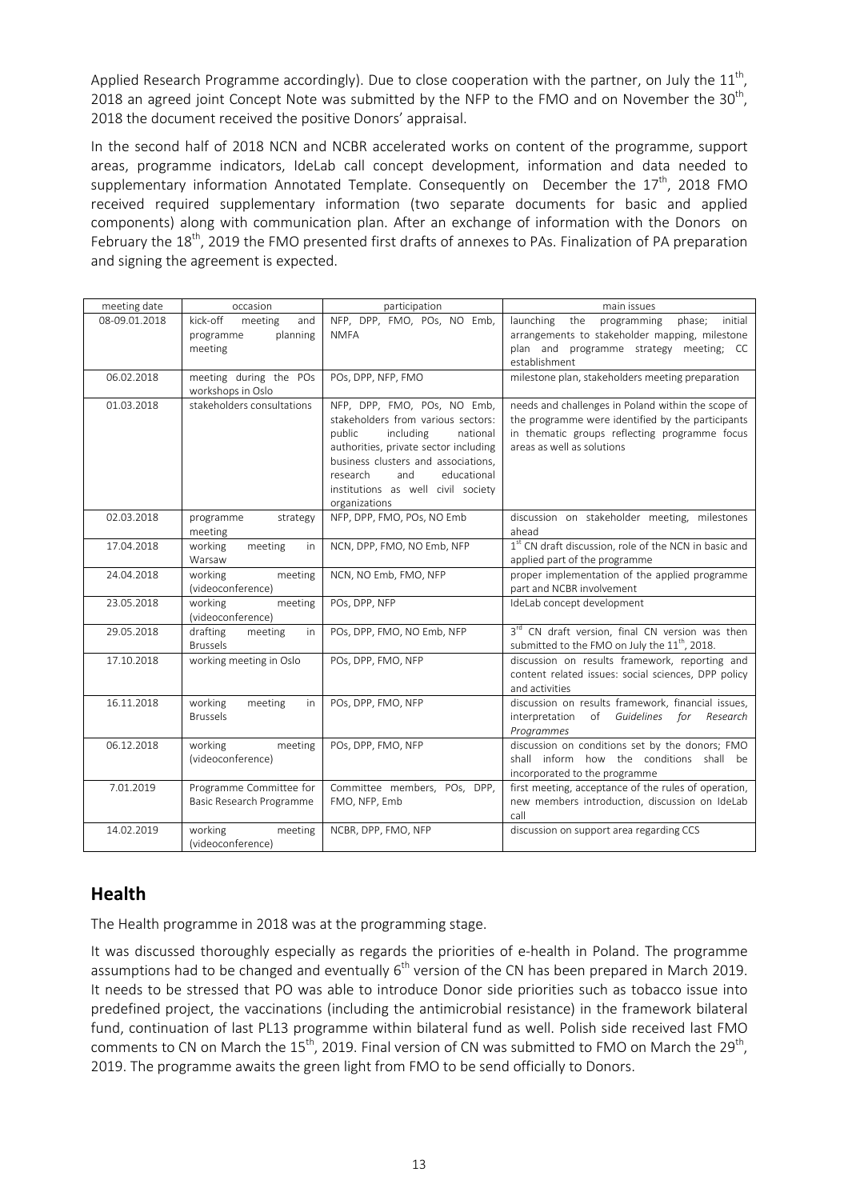Applied Research Programme accordingly). Due to close cooperation with the partner, on July the 11th, 2018 an agreed joint Concept Note was submitted by the NFP to the FMO and on November the 30th, 2018 the document received the positive Donors' appraisal.

In the second half of 2018 NCN and NCBR accelerated works on content of the programme, support areas, programme indicators, IdeLab call concept development, information and data needed to supplementary information Annotated Template. Consequently on December the 17th, 2018 FMO received required supplementary information (two separate documents for basic and applied components) along with communication plan. After an exchange of information with the Donors on February the 18th, 2019 the FMO presented first drafts of annexes to PAs. Finalization of PA preparation and signing the agreement is expected.

| meeting date | occasion | participation | main issues |
|---|---|---|---|
| 08-09.01.2018 | kick-off meeting and programme planning meeting | NFP, DPP, FMO, POs, NO Emb, NMFA | launching the programming phase; initial arrangements to stakeholder mapping, milestone plan and programme strategy meeting; CC establishment |
| 06.02.2018 | meeting during the POs workshops in Oslo | POs, DPP, NFP, FMO | milestone plan, stakeholders meeting preparation |
| 01.03.2018 | stakeholders consultations | NFP, DPP, FMO, POs, NO Emb, stakeholders from various sectors: public including national authorities, private sector including business clusters and associations, research and educational institutions as well civil society organizations | needs and challenges in Poland within the scope of the programme were identified by the participants in thematic groups reflecting programme focus areas as well as solutions |
| 02.03.2018 | programme strategy meeting | NFP, DPP, FMO, POs, NO Emb | discussion on stakeholder meeting, milestones ahead |
| 17.04.2018 | working meeting in Warsaw | NCN, DPP, FMO, NO Emb, NFP | 1st CN draft discussion, role of the NCN in basic and applied part of the programme |
| 24.04.2018 | working meeting (videoconference) | NCN, NO Emb, FMO, NFP | proper implementation of the applied programme part and NCBR involvement |
| 23.05.2018 | working meeting (videoconference) | POs, DPP, NFP | IdeLab concept development |
| 29.05.2018 | drafting meeting in Brussels | POs, DPP, FMO, NO Emb, NFP | 3rd CN draft version, final CN version was then submitted to the FMO on July the 11th, 2018. |
| 17.10.2018 | working meeting in Oslo | POs, DPP, FMO, NFP | discussion on results framework, reporting and content related issues: social sciences, DPP policy and activities |
| 16.11.2018 | working meeting in Brussels | POs, DPP, FMO, NFP | discussion on results framework, financial issues, interpretation of *Guidelines for Research Programmes* |
| 06.12.2018 | working meeting (videoconference) | POs, DPP, FMO, NFP | discussion on conditions set by the donors; FMO shall inform how the conditions shall be incorporated to the programme |
| 7.01.2019 | Programme Committee for Basic Research Programme | Committee members, POs, DPP, FMO, NFP, Emb | first meeting, acceptance of the rules of operation, new members introduction, discussion on IdeLab call |
| 14.02.2019 | working meeting (videoconference) | NCBR, DPP, FMO, NFP | discussion on support area regarding CCS |

## Health

The Health programme in 2018 was at the programming stage.

It was discussed thoroughly especially as regards the priorities of e-health in Poland. The programme assumptions had to be changed and eventually 6th version of the CN has been prepared in March 2019. It needs to be stressed that PO was able to introduce Donor side priorities such as tobacco issue into predefined project, the vaccinations (including the antimicrobial resistance) in the framework bilateral fund, continuation of last PL13 programme within bilateral fund as well. Polish side received last FMO comments to CN on March the 15th, 2019. Final version of CN was submitted to FMO on March the 29th, 2019. The programme awaits the green light from FMO to be send officially to Donors.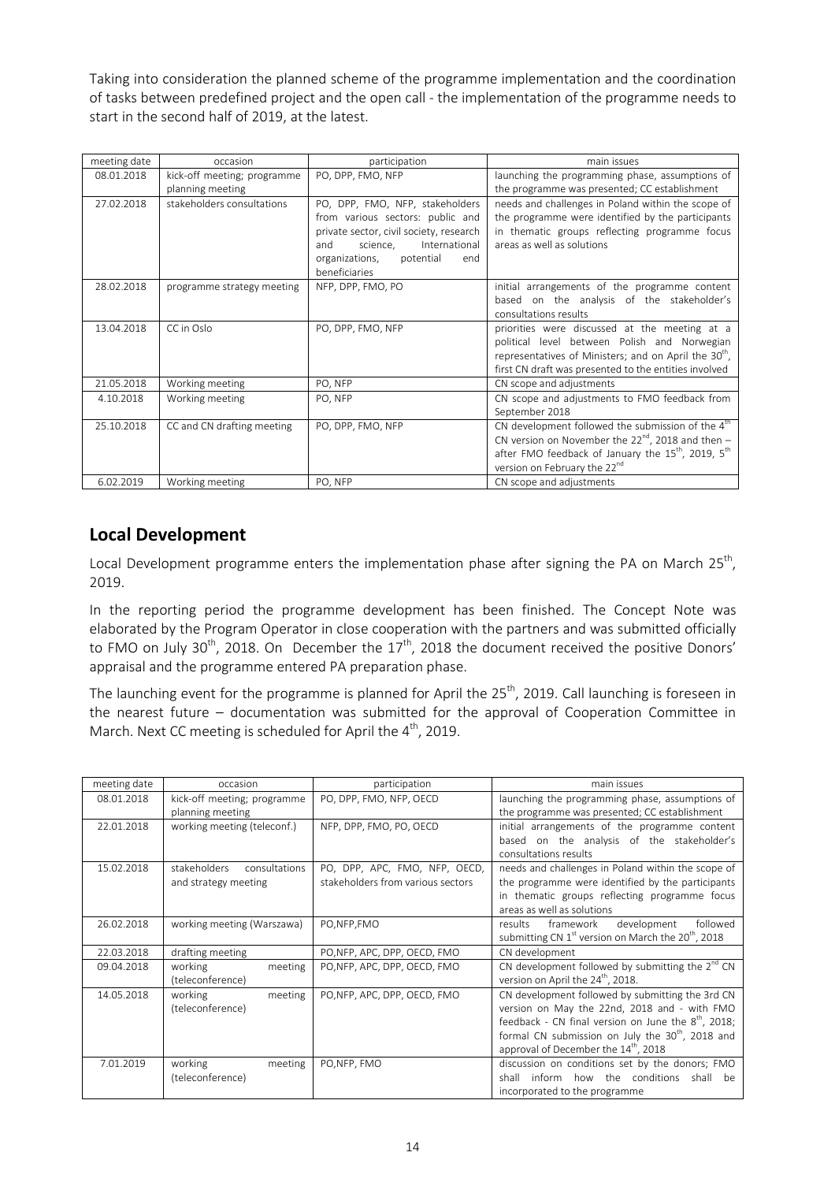Taking into consideration the planned scheme of the programme implementation and the coordination of tasks between predefined project and the open call - the implementation of the programme needs to start in the second half of 2019, at the latest.

| meeting date | occasion | participation | main issues |
| --- | --- | --- | --- |
| 08.01.2018 | kick-off meeting; programme planning meeting | PO, DPP, FMO, NFP | launching the programming phase, assumptions of the programme was presented; CC establishment |
| 27.02.2018 | stakeholders consultations | PO, DPP, FMO, NFP, stakeholders from various sectors: public and private sector, civil society, research and science, International organizations, potential end beneficiaries | needs and challenges in Poland within the scope of the programme were identified by the participants in thematic groups reflecting programme focus areas as well as solutions |
| 28.02.2018 | programme strategy meeting | NFP, DPP, FMO, PO | initial arrangements of the programme content based on the analysis of the stakeholder's consultations results |
| 13.04.2018 | CC in Oslo | PO, DPP, FMO, NFP | priorities were discussed at the meeting at a political level between Polish and Norwegian representatives of Ministers; and on April the 30th, first CN draft was presented to the entities involved |
| 21.05.2018 | Working meeting | PO, NFP | CN scope and adjustments |
| 4.10.2018 | Working meeting | PO, NFP | CN scope and adjustments to FMO feedback from September 2018 |
| 25.10.2018 | CC and CN drafting meeting | PO, DPP, FMO, NFP | CN development followed the submission of the 4th CN version on November the 22nd, 2018 and then – after FMO feedback of January the 15th, 2019, 5th version on February the 22nd |
| 6.02.2019 | Working meeting | PO, NFP | CN scope and adjustments |

## Local Development

Local Development programme enters the implementation phase after signing the PA on March 25th, 2019.

In the reporting period the programme development has been finished. The Concept Note was elaborated by the Program Operator in close cooperation with the partners and was submitted officially to FMO on July 30th, 2018. On December the 17th, 2018 the document received the positive Donors' appraisal and the programme entered PA preparation phase.

The launching event for the programme is planned for April the 25th, 2019. Call launching is foreseen in the nearest future – documentation was submitted for the approval of Cooperation Committee in March. Next CC meeting is scheduled for April the 4th, 2019.

| meeting date | occasion | participation | main issues |
| --- | --- | --- | --- |
| 08.01.2018 | kick-off meeting; programme planning meeting | PO, DPP, FMO, NFP, OECD | launching the programming phase, assumptions of the programme was presented; CC establishment |
| 22.01.2018 | working meeting (teleconf.) | NFP, DPP, FMO, PO, OECD | initial arrangements of the programme content based on the analysis of the stakeholder's consultations results |
| 15.02.2018 | stakeholders consultations and strategy meeting | PO, DPP, APC, FMO, NFP, OECD, stakeholders from various sectors | needs and challenges in Poland within the scope of the programme were identified by the participants in thematic groups reflecting programme focus areas as well as solutions |
| 26.02.2018 | working meeting (Warszawa) | PO,NFP,FMO | results framework development followed submitting CN 1st version on March the 20th, 2018 |
| 22.03.2018 | drafting meeting | PO,NFP, APC, DPP, OECD, FMO | CN development |
| 09.04.2018 | working meeting (teleconference) | PO,NFP, APC, DPP, OECD, FMO | CN development followed by submitting the 2nd CN version on April the 24th, 2018. |
| 14.05.2018 | working meeting (teleconference) | PO,NFP, APC, DPP, OECD, FMO | CN development followed by submitting the 3rd CN version on May the 22nd, 2018 and - with FMO feedback - CN final version on June the 8th, 2018; formal CN submission on July the 30th, 2018 and approval of December the 14th, 2018 |
| 7.01.2019 | working meeting (teleconference) | PO,NFP, FMO | discussion on conditions set by the donors; FMO shall inform how the conditions shall be incorporated to the programme |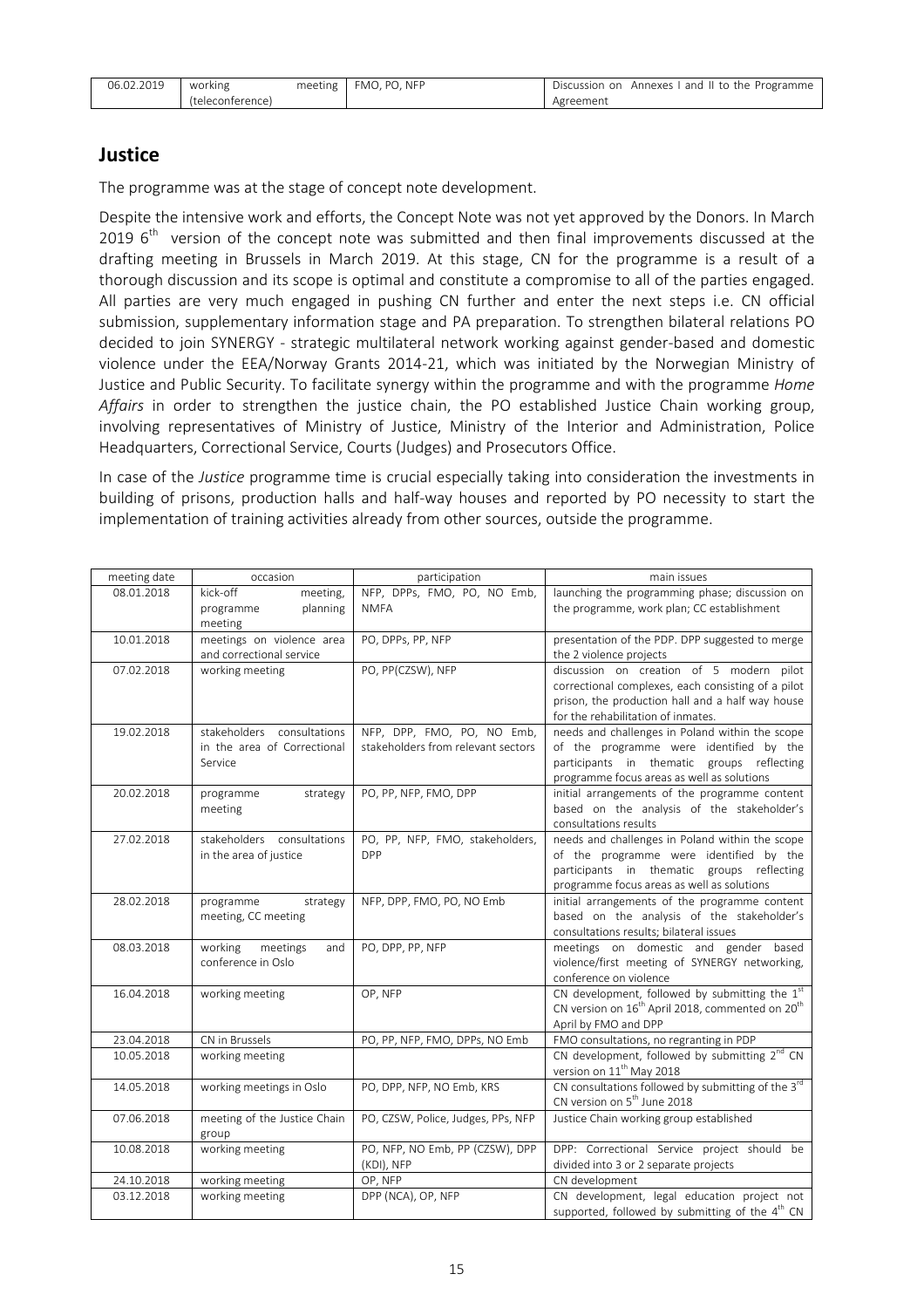| 06.02.2019 | working meeting (teleconference) | FMO, PO, NFP | Discussion on Annexes I and II to the Programme Agreement |
|---|---|---|---|

## Justice

The programme was at the stage of concept note development.

Despite the intensive work and efforts, the Concept Note was not yet approved by the Donors. In March 2019 6th version of the concept note was submitted and then final improvements discussed at the drafting meeting in Brussels in March 2019. At this stage, CN for the programme is a result of a thorough discussion and its scope is optimal and constitute a compromise to all of the parties engaged. All parties are very much engaged in pushing CN further and enter the next steps i.e. CN official submission, supplementary information stage and PA preparation. To strengthen bilateral relations PO decided to join SYNERGY - strategic multilateral network working against gender-based and domestic violence under the EEA/Norway Grants 2014-21, which was initiated by the Norwegian Ministry of Justice and Public Security. To facilitate synergy within the programme and with the programme *Home Affairs* in order to strengthen the justice chain, the PO established Justice Chain working group, involving representatives of Ministry of Justice, Ministry of the Interior and Administration, Police Headquarters, Correctional Service, Courts (Judges) and Prosecutors Office.

In case of the *Justice* programme time is crucial especially taking into consideration the investments in building of prisons, production halls and half-way houses and reported by PO necessity to start the implementation of training activities already from other sources, outside the programme.

| meeting date | occasion | participation | main issues |
|---|---|---|---|
| 08.01.2018 | kick-off meeting, programme planning meeting | NFP, DPPs, FMO, PO, NO Emb, NMFA | launching the programming phase; discussion on the programme, work plan; CC establishment |
| 10.01.2018 | meetings on violence area and correctional service | PO, DPPs, PP, NFP | presentation of the PDP. DPP suggested to merge the 2 violence projects |
| 07.02.2018 | working meeting | PO, PP(CZSW), NFP | discussion on creation of 5 modern pilot correctional complexes, each consisting of a pilot prison, the production hall and a half way house for the rehabilitation of inmates. |
| 19.02.2018 | stakeholders consultations in the area of Correctional Service | NFP, DPP, FMO, PO, NO Emb, stakeholders from relevant sectors | needs and challenges in Poland within the scope of the programme were identified by the participants in thematic groups reflecting programme focus areas as well as solutions |
| 20.02.2018 | programme strategy meeting | PO, PP, NFP, FMO, DPP | initial arrangements of the programme content based on the analysis of the stakeholder's consultations results |
| 27.02.2018 | stakeholders consultations in the area of justice | PO, PP, NFP, FMO, stakeholders, DPP | needs and challenges in Poland within the scope of the programme were identified by the participants in thematic groups reflecting programme focus areas as well as solutions |
| 28.02.2018 | programme strategy meeting, CC meeting | NFP, DPP, FMO, PO, NO Emb | initial arrangements of the programme content based on the analysis of the stakeholder's consultations results; bilateral issues |
| 08.03.2018 | working meetings and conference in Oslo | PO, DPP, PP, NFP | meetings on domestic and gender based violence/first meeting of SYNERGY networking, conference on violence |
| 16.04.2018 | working meeting | OP, NFP | CN development, followed by submitting the 1st CN version on 16th April 2018, commented on 20th April by FMO and DPP |
| 23.04.2018 | CN in Brussels | PO, PP, NFP, FMO, DPPs, NO Emb | FMO consultations, no regranting in PDP |
| 10.05.2018 | working meeting | | CN development, followed by submitting 2nd CN version on 11th May 2018 |
| 14.05.2018 | working meetings in Oslo | PO, DPP, NFP, NO Emb, KRS | CN consultations followed by submitting of the 3rd CN version on 5th June 2018 |
| 07.06.2018 | meeting of the Justice Chain group | PO, CZSW, Police, Judges, PPs, NFP | Justice Chain working group established |
| 10.08.2018 | working meeting | PO, NFP, NO Emb, PP (CZSW), DPP (KDI), NFP | DPP: Correctional Service project should be divided into 3 or 2 separate projects |
| 24.10.2018 | working meeting | OP, NFP | CN development |
| 03.12.2018 | working meeting | DPP (NCA), OP, NFP | CN development, legal education project not supported, followed by submitting of the 4th CN |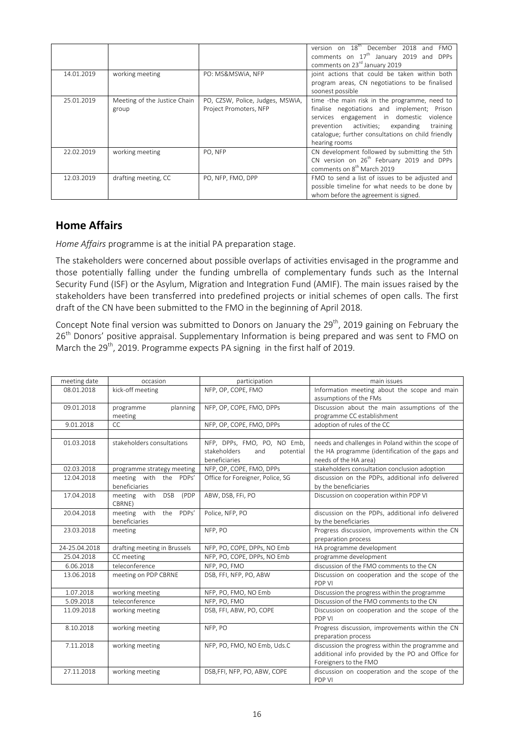|  |  |  | version on 18th December 2018 and FMO comments on 17th January 2019 and DPPs comments on 23rd January 2019 |
|---|---|---|---|
| 14.01.2019 | working meeting | PO: MS&MSWiA, NFP | joint actions that could be taken within both program areas, CN negotiations to be finalised soonest possible |
| 25.01.2019 | Meeting of the Justice Chain group | PO, CZSW, Police, Judges, MSWiA, Project Promoters, NFP | time -the main risk in the programme, need to finalise negotiations and implement; Prison services engagement in domestic violence prevention activities; expanding training catalogue; further consultations on child friendly hearing rooms |
| 22.02.2019 | working meeting | PO, NFP | CN development followed by submitting the 5th CN version on 26th February 2019 and DPPs comments on 8th March 2019 |
| 12.03.2019 | drafting meeting, CC | PO, NFP, FMO, DPP | FMO to send a list of issues to be adjusted and possible timeline for what needs to be done by whom before the agreement is signed. |

## Home Affairs

*Home Affairs* programme is at the initial PA preparation stage.

The stakeholders were concerned about possible overlaps of activities envisaged in the programme and those potentially falling under the funding umbrella of complementary funds such as the Internal Security Fund (ISF) or the Asylum, Migration and Integration Fund (AMIF). The main issues raised by the stakeholders have been transferred into predefined projects or initial schemes of open calls. The first draft of the CN have been submitted to the FMO in the beginning of April 2018.

Concept Note final version was submitted to Donors on January the 29th, 2019 gaining on February the 26th Donors' positive appraisal. Supplementary Information is being prepared and was sent to FMO on March the 29th, 2019. Programme expects PA signing in the first half of 2019.

| meeting date | occasion | participation | main issues |
|---|---|---|---|
| 08.01.2018 | kick-off meeting | NFP, OP, COPE, FMO | Information meeting about the scope and main assumptions of the FMs |
| 09.01.2018 | programme planning meeting | NFP, OP, COPE, FMO, DPPs | Discussion about the main assumptions of the programme CC establishment |
| 9.01.2018 | CC | NFP, OP, COPE, FMO, DPPs | adoption of rules of the CC |
|  |  |  |  |
| 01.03.2018 | stakeholders consultations | NFP, DPPs, FMO, PO, NO Emb, stakeholders and potential beneficiaries | needs and challenges in Poland within the scope of the HA programme (identification of the gaps and needs of the HA area) |
| 02.03.2018 | programme strategy meeting | NFP, OP, COPE, FMO, DPPs | stakeholders consultation conclusion adoption |
| 12.04.2018 | meeting with the PDPs' beneficiaries | Office for Foreigner, Police, SG | discussion on the PDPs, additional info delivered by the beneficiaries |
| 17.04.2018 | meeting with DSB (PDP CBRNE) | ABW, DSB, FFi, PO | Discussion on cooperation within PDP VI |
| 20.04.2018 | meeting with the PDPs' beneficiaries | Police, NFP, PO | discussion on the PDPs, additional info delivered by the beneficiaries |
| 23.03.2018 | meeting | NFP, PO | Progress discussion, improvements within the CN preparation process |
| 24-25.04.2018 | drafting meeting in Brussels | NFP, PO, COPE, DPPs, NO Emb | HA programme development |
| 25.04.2018 | CC meeting | NFP, PO, COPE, DPPs, NO Emb | programme development |
| 6.06.2018 | teleconference | NFP, PO, FMO | discussion of the FMO comments to the CN |
| 13.06.2018 | meeting on PDP CBRNE | DSB, FFI, NFP, PO, ABW | Discussion on cooperation and the scope of the PDP VI |
| 1.07.2018 | working meeting | NFP, PO, FMO, NO Emb | Discussion the progress within the programme |
| 5.09.2018 | teleconference | NFP, PO, FMO | Discussion of the FMO comments to the CN |
| 11.09.2018 | working meeting | DSB, FFI, ABW, PO, COPE | Discussion on cooperation and the scope of the PDP VI |
| 8.10.2018 | working meeting | NFP, PO | Progress discussion, improvements within the CN preparation process |
| 7.11.2018 | working meeting | NFP, PO, FMO, NO Emb, Uds.C | discussion the progress within the programme and additional info provided by the PO and Office for Foreigners to the FMO |
| 27.11.2018 | working meeting | DSB,FFI, NFP, PO, ABW, COPE | discussion on cooperation and the scope of the PDP VI |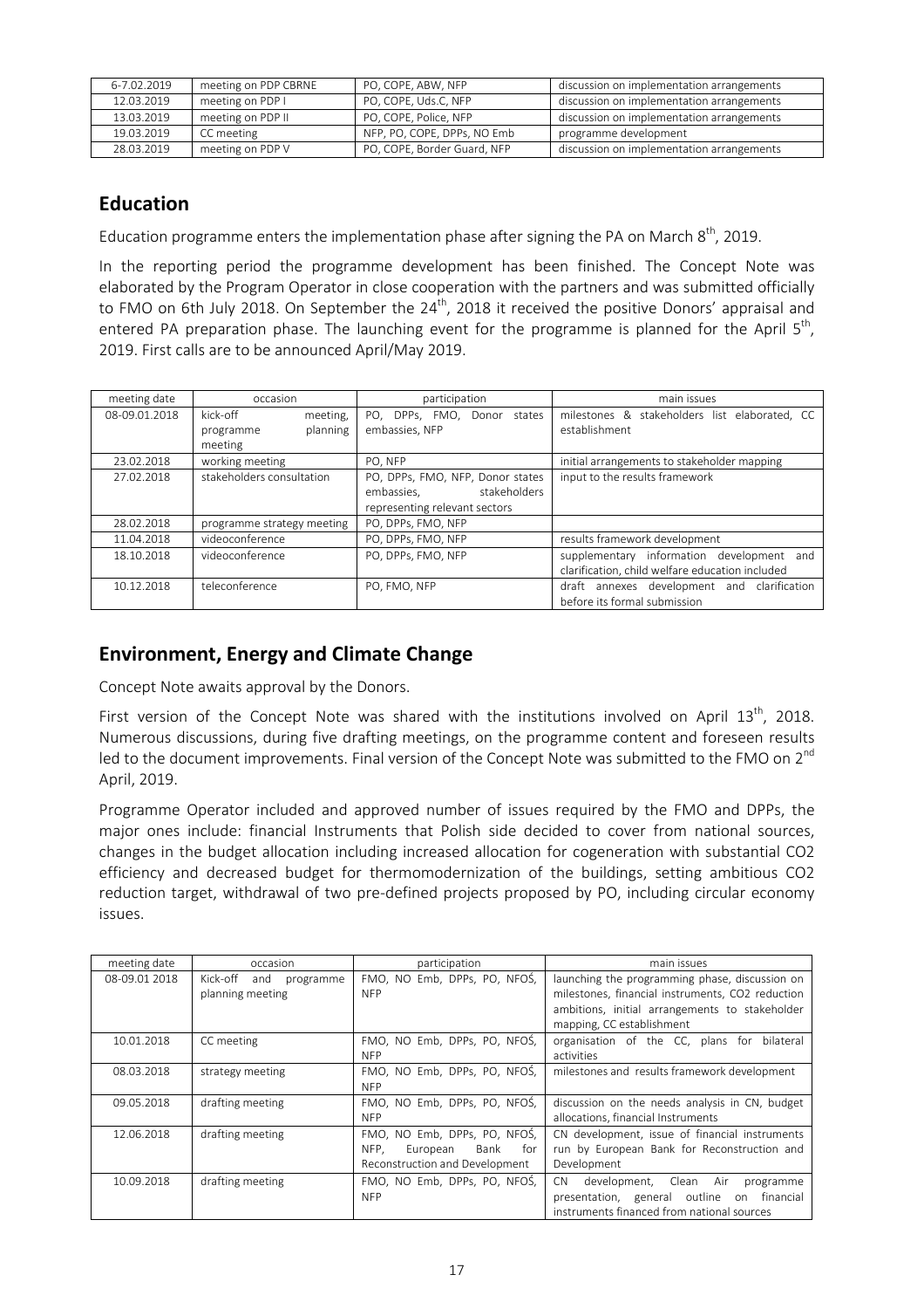| 6-7.02.2019 | meeting on PDP CBRNE | PO, COPE, ABW, NFP | discussion on implementation arrangements |
|---|---|---|---|
| 12.03.2019 | meeting on PDP I | PO, COPE, Uds.C, NFP | discussion on implementation arrangements |
| 13.03.2019 | meeting on PDP II | PO, COPE, Police, NFP | discussion on implementation arrangements |
| 19.03.2019 | CC meeting | NFP, PO, COPE, DPPs, NO Emb | programme development |
| 28.03.2019 | meeting on PDP V | PO, COPE, Border Guard, NFP | discussion on implementation arrangements |

## Education

Education programme enters the implementation phase after signing the PA on March 8th, 2019.

In the reporting period the programme development has been finished. The Concept Note was elaborated by the Program Operator in close cooperation with the partners and was submitted officially to FMO on 6th July 2018. On September the 24th, 2018 it received the positive Donors' appraisal and entered PA preparation phase. The launching event for the programme is planned for the April 5th, 2019. First calls are to be announced April/May 2019.

| meeting date | occasion | participation | main issues |
|---|---|---|---|
| 08-09.01.2018 | kick-off meeting, programme planning meeting | PO, DPPs, FMO, Donor states embassies, NFP | milestones & stakeholders list elaborated, CC establishment |
| 23.02.2018 | working meeting | PO, NFP | initial arrangements to stakeholder mapping |
| 27.02.2018 | stakeholders consultation | PO, DPPs, FMO, NFP, Donor states embassies, stakeholders representing relevant sectors | input to the results framework |
| 28.02.2018 | programme strategy meeting | PO, DPPs, FMO, NFP | |
| 11.04.2018 | videoconference | PO, DPPs, FMO, NFP | results framework development |
| 18.10.2018 | videoconference | PO, DPPs, FMO, NFP | supplementary information development and clarification, child welfare education included |
| 10.12.2018 | teleconference | PO, FMO, NFP | draft annexes development and clarification before its formal submission |

## Environment, Energy and Climate Change

Concept Note awaits approval by the Donors.

First version of the Concept Note was shared with the institutions involved on April 13th, 2018. Numerous discussions, during five drafting meetings, on the programme content and foreseen results led to the document improvements. Final version of the Concept Note was submitted to the FMO on 2nd April, 2019.

Programme Operator included and approved number of issues required by the FMO and DPPs, the major ones include: financial Instruments that Polish side decided to cover from national sources, changes in the budget allocation including increased allocation for cogeneration with substantial CO2 efficiency and decreased budget for thermomodernization of the buildings, setting ambitious CO2 reduction target, withdrawal of two pre-defined projects proposed by PO, including circular economy issues.

| meeting date | occasion | participation | main issues |
|---|---|---|---|
| 08-09.01 2018 | Kick-off and programme planning meeting | FMO, NO Emb, DPPs, PO, NFOŚ, NFP | launching the programming phase, discussion on milestones, financial instruments, CO2 reduction ambitions, initial arrangements to stakeholder mapping, CC establishment |
| 10.01.2018 | CC meeting | FMO, NO Emb, DPPs, PO, NFOŚ, NFP | organisation of the CC, plans for bilateral activities |
| 08.03.2018 | strategy meeting | FMO, NO Emb, DPPs, PO, NFOŚ, NFP | milestones and results framework development |
| 09.05.2018 | drafting meeting | FMO, NO Emb, DPPs, PO, NFOŚ, NFP | discussion on the needs analysis in CN, budget allocations, financial Instruments |
| 12.06.2018 | drafting meeting | FMO, NO Emb, DPPs, PO, NFOŚ, NFP, European Bank for Reconstruction and Development | CN development, issue of financial instruments run by European Bank for Reconstruction and Development |
| 10.09.2018 | drafting meeting | FMO, NO Emb, DPPs, PO, NFOŚ, NFP | CN development, Clean Air programme presentation, general outline on financial instruments financed from national sources |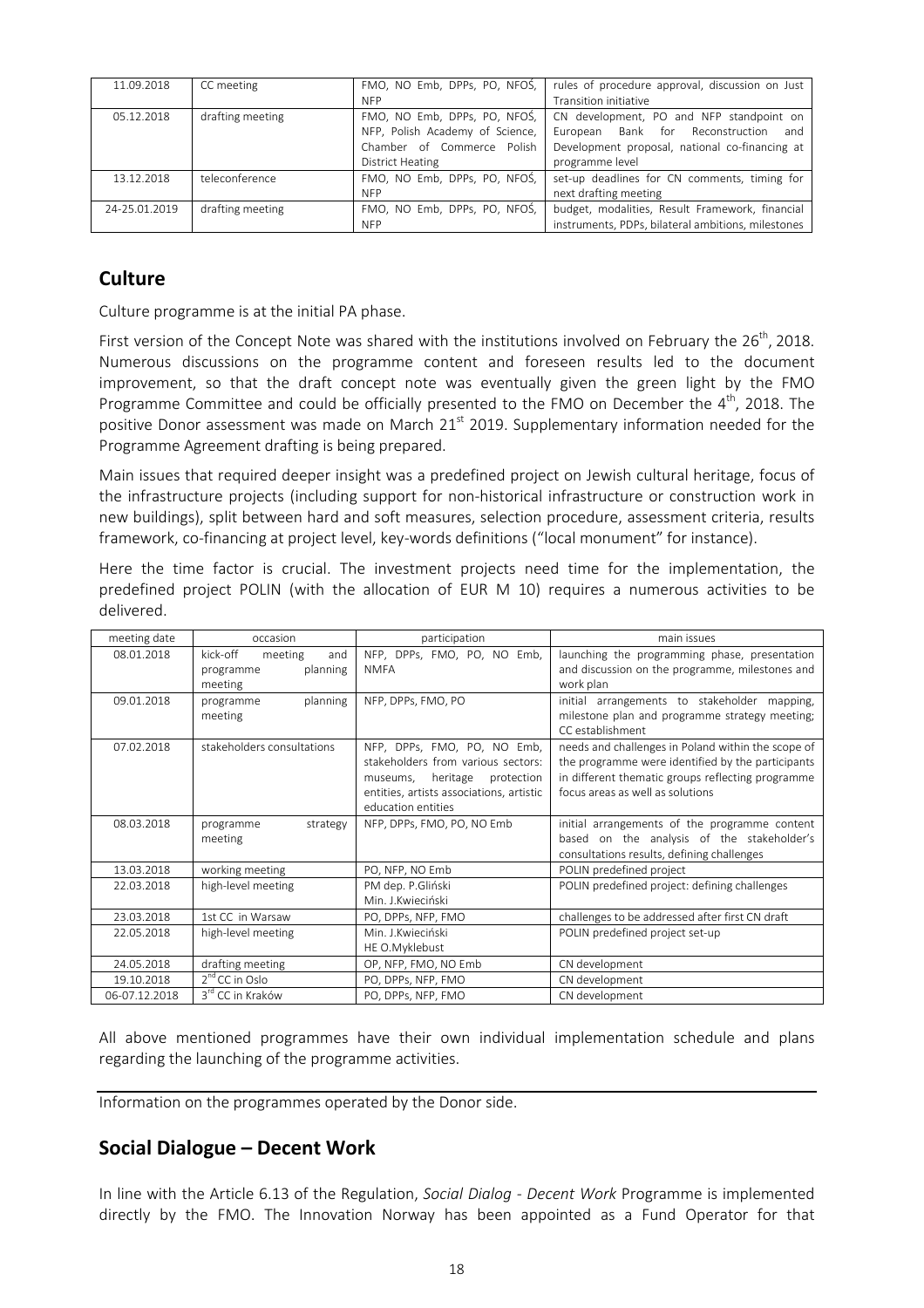| | | | |
|---|---|---|---|
| 11.09.2018 | CC meeting | FMO, NO Emb, DPPs, PO, NFOŚ, NFP | rules of procedure approval, discussion on Just Transition initiative |
| 05.12.2018 | drafting meeting | FMO, NO Emb, DPPs, PO, NFOŚ, NFP, Polish Academy of Science, Chamber of Commerce Polish District Heating | CN development, PO and NFP standpoint on European Bank for Reconstruction and Development proposal, national co-financing at programme level |
| 13.12.2018 | teleconference | FMO, NO Emb, DPPs, PO, NFOŚ, NFP | set-up deadlines for CN comments, timing for next drafting meeting |
| 24-25.01.2019 | drafting meeting | FMO, NO Emb, DPPs, PO, NFOŚ, NFP | budget, modalities, Result Framework, financial instruments, PDPs, bilateral ambitions, milestones |

## Culture

Culture programme is at the initial PA phase.

First version of the Concept Note was shared with the institutions involved on February the 26th, 2018. Numerous discussions on the programme content and foreseen results led to the document improvement, so that the draft concept note was eventually given the green light by the FMO Programme Committee and could be officially presented to the FMO on December the 4th, 2018. The positive Donor assessment was made on March 21st 2019. Supplementary information needed for the Programme Agreement drafting is being prepared.

Main issues that required deeper insight was a predefined project on Jewish cultural heritage, focus of the infrastructure projects (including support for non-historical infrastructure or construction work in new buildings), split between hard and soft measures, selection procedure, assessment criteria, results framework, co-financing at project level, key-words definitions ("local monument" for instance).

Here the time factor is crucial. The investment projects need time for the implementation, the predefined project POLIN (with the allocation of EUR M 10) requires a numerous activities to be delivered.

| meeting date | occasion | participation | main issues |
|---|---|---|---|
| 08.01.2018 | kick-off meeting and programme planning meeting | NFP, DPPs, FMO, PO, NO Emb, NMFA | launching the programming phase, presentation and discussion on the programme, milestones and work plan |
| 09.01.2018 | programme planning meeting | NFP, DPPs, FMO, PO | initial arrangements to stakeholder mapping, milestone plan and programme strategy meeting; CC establishment |
| 07.02.2018 | stakeholders consultations | NFP, DPPs, FMO, PO, NO Emb, stakeholders from various sectors: museums, heritage protection entities, artists associations, artistic education entities | needs and challenges in Poland within the scope of the programme were identified by the participants in different thematic groups reflecting programme focus areas as well as solutions |
| 08.03.2018 | programme strategy meeting | NFP, DPPs, FMO, PO, NO Emb | initial arrangements of the programme content based on the analysis of the stakeholder's consultations results, defining challenges |
| 13.03.2018 | working meeting | PO, NFP, NO Emb | POLIN predefined project |
| 22.03.2018 | high-level meeting | PM dep. P.Gliński<br>Min. J.Kwieciński | POLIN predefined project: defining challenges |
| 23.03.2018 | 1st CC in Warsaw | PO, DPPs, NFP, FMO | challenges to be addressed after first CN draft |
| 22.05.2018 | high-level meeting | Min. J.Kwieciński<br>HE O.Myklebust | POLIN predefined project set-up |
| 24.05.2018 | drafting meeting | OP, NFP, FMO, NO Emb | CN development |
| 19.10.2018 | 2nd CC in Oslo | PO, DPPs, NFP, FMO | CN development |
| 06-07.12.2018 | 3rd CC in Kraków | PO, DPPs, NFP, FMO | CN development |

All above mentioned programmes have their own individual implementation schedule and plans regarding the launching of the programme activities.

Information on the programmes operated by the Donor side.

## Social Dialogue – Decent Work

In line with the Article 6.13 of the Regulation, *Social Dialog - Decent Work* Programme is implemented directly by the FMO. The Innovation Norway has been appointed as a Fund Operator for that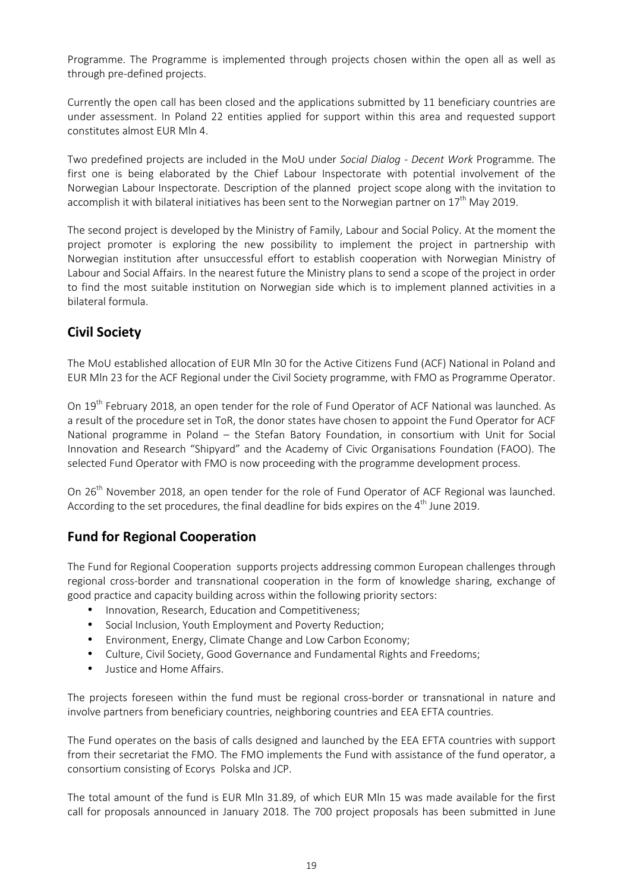Programme. The Programme is implemented through projects chosen within the open all as well as through pre-defined projects.

Currently the open call has been closed and the applications submitted by 11 beneficiary countries are under assessment. In Poland 22 entities applied for support within this area and requested support constitutes almost EUR Mln 4.

Two predefined projects are included in the MoU under *Social Dialog - Decent Work* Programme. The first one is being elaborated by the Chief Labour Inspectorate with potential involvement of the Norwegian Labour Inspectorate. Description of the planned project scope along with the invitation to accomplish it with bilateral initiatives has been sent to the Norwegian partner on 17th May 2019.

The second project is developed by the Ministry of Family, Labour and Social Policy. At the moment the project promoter is exploring the new possibility to implement the project in partnership with Norwegian institution after unsuccessful effort to establish cooperation with Norwegian Ministry of Labour and Social Affairs. In the nearest future the Ministry plans to send a scope of the project in order to find the most suitable institution on Norwegian side which is to implement planned activities in a bilateral formula.

## Civil Society

The MoU established allocation of EUR Mln 30 for the Active Citizens Fund (ACF) National in Poland and EUR Mln 23 for the ACF Regional under the Civil Society programme, with FMO as Programme Operator.

On 19th February 2018, an open tender for the role of Fund Operator of ACF National was launched. As a result of the procedure set in ToR, the donor states have chosen to appoint the Fund Operator for ACF National programme in Poland – the Stefan Batory Foundation, in consortium with Unit for Social Innovation and Research "Shipyard" and the Academy of Civic Organisations Foundation (FAOO). The selected Fund Operator with FMO is now proceeding with the programme development process.

On 26th November 2018, an open tender for the role of Fund Operator of ACF Regional was launched. According to the set procedures, the final deadline for bids expires on the 4th June 2019.

## Fund for Regional Cooperation

The Fund for Regional Cooperation supports projects addressing common European challenges through regional cross-border and transnational cooperation in the form of knowledge sharing, exchange of good practice and capacity building across within the following priority sectors:

- Innovation, Research, Education and Competitiveness;
- Social Inclusion, Youth Employment and Poverty Reduction;
- Environment, Energy, Climate Change and Low Carbon Economy;
- Culture, Civil Society, Good Governance and Fundamental Rights and Freedoms;
- Justice and Home Affairs.

The projects foreseen within the fund must be regional cross-border or transnational in nature and involve partners from beneficiary countries, neighboring countries and EEA EFTA countries.

The Fund operates on the basis of calls designed and launched by the EEA EFTA countries with support from their secretariat the FMO. The FMO implements the Fund with assistance of the fund operator, a consortium consisting of Ecorys Polska and JCP.

The total amount of the fund is EUR Mln 31.89, of which EUR Mln 15 was made available for the first call for proposals announced in January 2018. The 700 project proposals has been submitted in June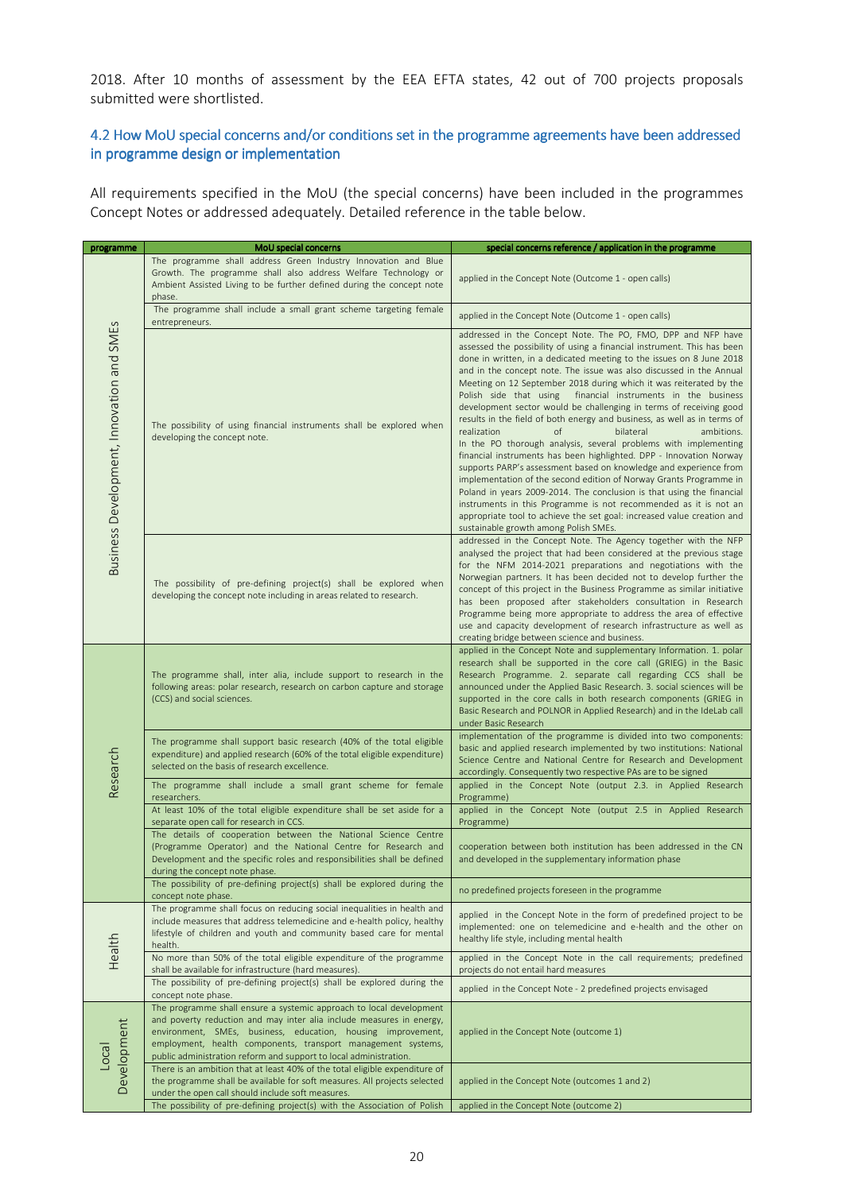2018. After 10 months of assessment by the EEA EFTA states, 42 out of 700 projects proposals submitted were shortlisted.

### 4.2 How MoU special concerns and/or conditions set in the programme agreements have been addressed in programme design or implementation

All requirements specified in the MoU (the special concerns) have been included in the programmes Concept Notes or addressed adequately. Detailed reference in the table below.

| programme | MoU special concerns | special concerns reference / application in the programme |
|---|---|---|
| Business Development, Innovation and SMEs | The programme shall address Green Industry Innovation and Blue Growth. The programme shall also address Welfare Technology or Ambient Assisted Living to be further defined during the concept note phase. | applied in the Concept Note (Outcome 1 - open calls) |
| | The programme shall include a small grant scheme targeting female entrepreneurs. | applied in the Concept Note (Outcome 1 - open calls) |
| | The possibility of using financial instruments shall be explored when developing the concept note. | addressed in the Concept Note. The PO, FMO, DPP and NFP have assessed the possibility of using a financial instrument. This has been done in written, in a dedicated meeting to the issues on 8 June 2018 and in the concept note. The issue was also discussed in the Annual Meeting on 12 September 2018 during which it was reiterated by the Polish side that using financial instruments in the business development sector would be challenging in terms of receiving good results in the field of both energy and business, as well as in terms of realization of bilateral ambitions. In the PO thorough analysis, several problems with implementing financial instruments has been highlighted. DPP - Innovation Norway supports PARP's assessment based on knowledge and experience from implementation of the second edition of Norway Grants Programme in Poland in years 2009-2014. The conclusion is that using the financial instruments in this Programme is not recommended as it is not an appropriate tool to achieve the set goal: increased value creation and sustainable growth among Polish SMEs. |
| | The possibility of pre-defining project(s) shall be explored when developing the concept note including in areas related to research. | addressed in the Concept Note. The Agency together with the NFP analysed the project that had been considered at the previous stage for the NFM 2014-2021 preparations and negotiations with the Norwegian partners. It has been decided not to develop further the concept of this project in the Business Programme as similar initiative has been proposed after stakeholders consultation in Research Programme being more appropriate to address the area of effective use and capacity development of research infrastructure as well as creating bridge between science and business. |
| Research | The programme shall, inter alia, include support to research in the following areas: polar research, research on carbon capture and storage (CCS) and social sciences. | applied in the Concept Note and supplementary Information. 1. polar research shall be supported in the core call (GRIEG) in the Basic Research Programme. 2. separate call regarding CCS shall be announced under the Applied Basic Research. 3. social sciences will be supported in the core calls in both research components (GRIEG in Basic Research and POLNOR in Applied Research) and in the IdeLab call under Basic Research |
| | The programme shall support basic research (40% of the total eligible expenditure) and applied research (60% of the total eligible expenditure) selected on the basis of research excellence. | implementation of the programme is divided into two components: basic and applied research implemented by two institutions: National Science Centre and National Centre for Research and Development accordingly. Consequently two respective PAs are to be signed |
| | The programme shall include a small grant scheme for female researchers. | applied in the Concept Note (output 2.3. in Applied Research Programme) |
| | At least 10% of the total eligible expenditure shall be set aside for a separate open call for research in CCS. | applied in the Concept Note (output 2.5 in Applied Research Programme) |
| | The details of cooperation between the National Science Centre (Programme Operator) and the National Centre for Research and Development and the specific roles and responsibilities shall be defined during the concept note phase. | cooperation between both institution has been addressed in the CN and developed in the supplementary information phase |
| | The possibility of pre-defining project(s) shall be explored during the concept note phase. | no predefined projects foreseen in the programme |
| Health | The programme shall focus on reducing social inequalities in health and include measures that address telemedicine and e-health policy, healthy lifestyle of children and youth and community based care for mental health. | applied in the Concept Note in the form of predefined project to be implemented: one on telemedicine and e-health and the other on healthy life style, including mental health |
| | No more than 50% of the total eligible expenditure of the programme shall be available for infrastructure (hard measures). | applied in the Concept Note in the call requirements; predefined projects do not entail hard measures |
| | The possibility of pre-defining project(s) shall be explored during the concept note phase. | applied in the Concept Note - 2 predefined projects envisaged |
| Local Development | The programme shall ensure a systemic approach to local development and poverty reduction and may inter alia include measures in energy, environment, SMEs, business, education, housing improvement, employment, health components, transport management systems, public administration reform and support to local administration. | applied in the Concept Note (outcome 1) |
| | There is an ambition that at least 40% of the total eligible expenditure of the programme shall be available for soft measures. All projects selected under the open call should include soft measures. | applied in the Concept Note (outcomes 1 and 2) |
| | The possibility of pre-defining project(s) with the Association of Polish | applied in the Concept Note (outcome 2) |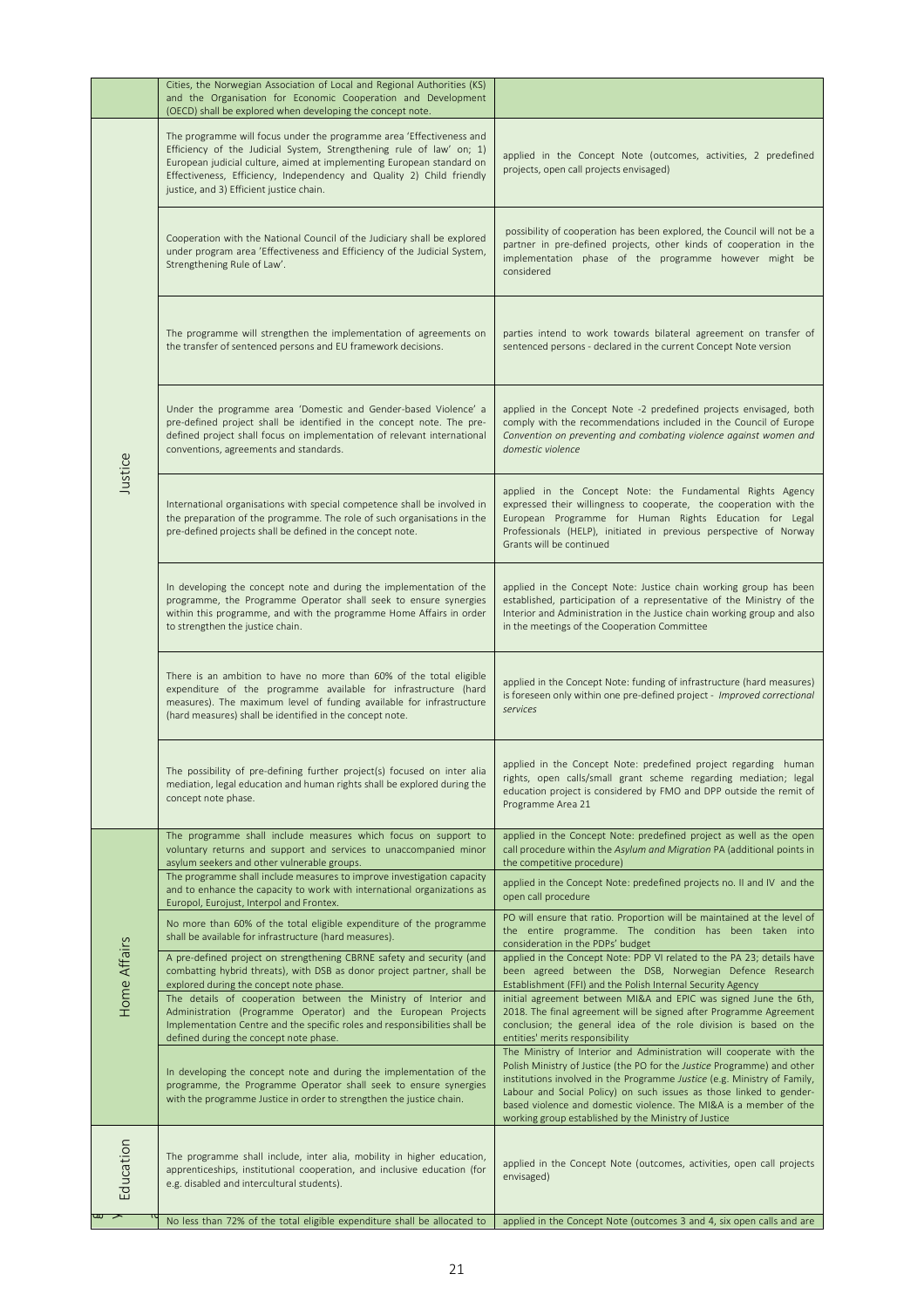| | | |
|---|---|---|
| | Cities, the Norwegian Association of Local and Regional Authorities (KS) and the Organisation for Economic Cooperation and Development (OECD) shall be explored when developing the concept note. | |
| Justice | The programme will focus under the programme area 'Effectiveness and Efficiency of the Judicial System, Strengthening rule of law' on; 1) European judicial culture, aimed at implementing European standard on Effectiveness, Efficiency, Independency and Quality 2) Child friendly justice, and 3) Efficient justice chain. | applied in the Concept Note (outcomes, activities, 2 predefined projects, open call projects envisaged) |
| | Cooperation with the National Council of the Judiciary shall be explored under program area 'Effectiveness and Efficiency of the Judicial System, Strengthening Rule of Law'. | possibility of cooperation has been explored, the Council will not be a partner in pre-defined projects, other kinds of cooperation in the implementation phase of the programme however might be considered |
| | The programme will strengthen the implementation of agreements on the transfer of sentenced persons and EU framework decisions. | parties intend to work towards bilateral agreement on transfer of sentenced persons - declared in the current Concept Note version |
| | Under the programme area 'Domestic and Gender-based Violence' a pre-defined project shall be identified in the concept note. The pre-defined project shall focus on implementation of relevant international conventions, agreements and standards. | applied in the Concept Note -2 predefined projects envisaged, both comply with the recommendations included in the Council of Europe *Convention on preventing and combating violence against women and domestic violence* |
| | International organisations with special competence shall be involved in the preparation of the programme. The role of such organisations in the pre-defined projects shall be defined in the concept note. | applied in the Concept Note: the Fundamental Rights Agency expressed their willingness to cooperate, the cooperation with the European Programme for Human Rights Education for Legal Professionals (HELP), initiated in previous perspective of Norway Grants will be continued |
| | In developing the concept note and during the implementation of the programme, the Programme Operator shall seek to ensure synergies within this programme, and with the programme Home Affairs in order to strengthen the justice chain. | applied in the Concept Note: Justice chain working group has been established, participation of a representative of the Ministry of the Interior and Administration in the Justice chain working group and also in the meetings of the Cooperation Committee |
| | There is an ambition to have no more than 60% of the total eligible expenditure of the programme available for infrastructure (hard measures). The maximum level of funding available for infrastructure (hard measures) shall be identified in the concept note. | applied in the Concept Note: funding of infrastructure (hard measures) is foreseen only within one pre-defined project - *Improved correctional services* |
| | The possibility of pre-defining further project(s) focused on inter alia mediation, legal education and human rights shall be explored during the concept note phase. | applied in the Concept Note: predefined project regarding human rights, open calls/small grant scheme regarding mediation; legal education project is considered by FMO and DPP outside the remit of Programme Area 21 |
| Home Affairs | The programme shall include measures which focus on support to voluntary returns and support and services to unaccompanied minor asylum seekers and other vulnerable groups. | applied in the Concept Note: predefined project as well as the open call procedure within the *Asylum and Migration* PA (additional points in the competitive procedure) |
| | The programme shall include measures to improve investigation capacity and to enhance the capacity to work with international organizations as Europol, Eurojust, Interpol and Frontex. | applied in the Concept Note: predefined projects no. II and IV and the open call procedure |
| | No more than 60% of the total eligible expenditure of the programme shall be available for infrastructure (hard measures). | PO will ensure that ratio. Proportion will be maintained at the level of the entire programme. The condition has been taken into consideration in the PDPs' budget |
| | A pre-defined project on strengthening CBRNE safety and security (and combatting hybrid threats), with DSB as donor project partner, shall be explored during the concept note phase. | applied in the Concept Note: PDP VI related to the PA 23; details have been agreed between the DSB, Norwegian Defence Research Establishment (FFI) and the Polish Internal Security Agency |
| | The details of cooperation between the Ministry of Interior and Administration (Programme Operator) and the European Projects Implementation Centre and the specific roles and responsibilities shall be defined during the concept note phase. | initial agreement between MI&A and EPIC was signed June the 6th, 2018. The final agreement will be signed after Programme Agreement conclusion; the general idea of the role division is based on the entities' merits responsibility |
| | In developing the concept note and during the implementation of the programme, the Programme Operator shall seek to ensure synergies with the programme Justice in order to strengthen the justice chain. | The Ministry of Interior and Administration will cooperate with the Polish Ministry of Justice (the PO for the *Justice* Programme) and other institutions involved in the Programme *Justice* (e.g. Ministry of Family, Labour and Social Policy) on such issues as those linked to gender-based violence and domestic violence. The MI&A is a member of the working group established by the Ministry of Justice |
| Education | The programme shall include, inter alia, mobility in higher education, apprenticeships, institutional cooperation, and inclusive education (for e.g. disabled and intercultural students). | applied in the Concept Note (outcomes, activities, open call projects envisaged) |
| | No less than 72% of the total eligible expenditure shall be allocated to | applied in the Concept Note (outcomes 3 and 4, six open calls and are |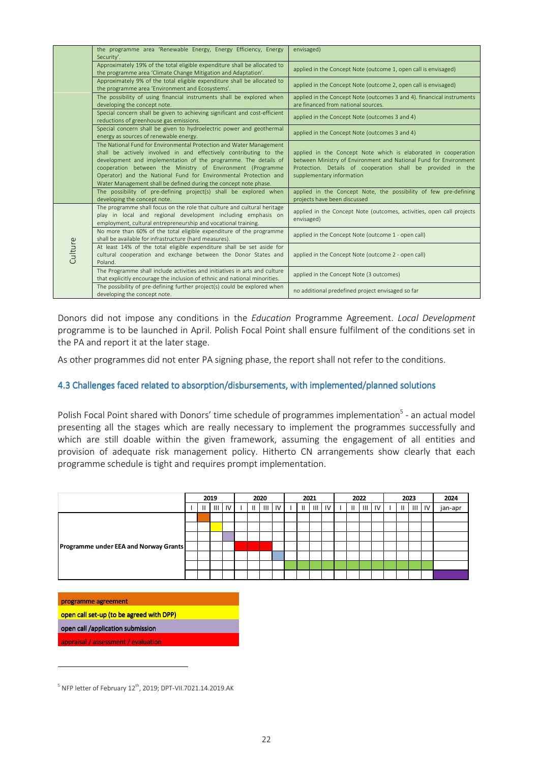| | | |
|---|---|---|
| | the programme area 'Renewable Energy, Energy Efficiency, Energy Security'. | envisaged) |
| | Approximately 19% of the total eligible expenditure shall be allocated to the programme area 'Climate Change Mitigation and Adaptation'. | applied in the Concept Note (outcome 1, open call is envisaged) |
| | Approximately 9% of the total eligible expenditure shall be allocated to the programme area 'Environment and Ecosystems'. | applied in the Concept Note (outcome 2, open call is envisaged) |
| | The possibility of using financial instruments shall be explored when developing the concept note. | applied in the Concept Note (outcomes 3 and 4). financical instruments are financed from national sources. |
| | Special concern shall be given to achieving significant and cost-efficient reductions of greenhouse gas emissions. | applied in the Concept Note (outcomes 3 and 4) |
| | Special concern shall be given to hydroelectric power and geothermal energy as sources of renewable energy. | applied in the Concept Note (outcomes 3 and 4) |
| | The National Fund for Environmental Protection and Water Management shall be actively involved in and effectively contributing to the development and implementation of the programme. The details of cooperation between the Ministry of Environment (Programme Operator) and the National Fund for Environmental Protection and Water Management shall be defined during the concept note phase. | applied in the Concept Note which is elaborated in cooperation between Ministry of Environment and National Fund for Environment Protection. Details of cooperation shall be provided in the supplementary information |
| | The possibility of pre-defining project(s) shall be explored when developing the concept note. | applied in the Concept Note, the possibility of few pre-defining projects have been discussed |
| Culture | The programme shall focus on the role that culture and cultural heritage play in local and regional development including emphasis on employment, cultural entrepreneurship and vocational training. | applied in the Concept Note (outcomes, activities, open call projects envisaged) |
| | No more than 60% of the total eligible expenditure of the programme shall be available for infrastructure (hard measures). | applied in the Concept Note (outcome 1 - open call) |
| | At least 14% of the total eligible expenditure shall be set aside for cultural cooperation and exchange between the Donor States and Poland. | applied in the Concept Note (outcome 2 - open call) |
| | The Programme shall include activities and initiatives in arts and culture that explicitly encourage the inclusion of ethnic and national minorities. | applied in the Concept Note (3 outcomes) |
| | The possibility of pre-defining further project(s) could be explored when developing the concept note. | no additional predefined project envisaged so far |

Donors did not impose any conditions in the *Education* Programme Agreement. *Local Development* programme is to be launched in April. Polish Focal Point shall ensure fulfilment of the conditions set in the PA and report it at the later stage.

As other programmes did not enter PA signing phase, the report shall not refer to the conditions.

### 4.3 Challenges faced related to absorption/disbursements, with implemented/planned solutions

Polish Focal Point shared with Donors' time schedule of programmes implementation[5] - an actual model presenting all the stages which are really necessary to implement the programmes successfully and which are still doable within the given framework, assuming the engagement of all entities and provision of adequate risk management policy. Hitherto CN arrangements show clearly that each programme schedule is tight and requires prompt implementation.

| | 2019 | | | | 2020 | | | | 2021 | | | | 2022 | | | | 2023 | | | | 2024 |
|---|---|---|---|---|---|---|---|---|---|---|---|---|---|---|---|---|---|---|---|---|---|
| | I | II | III | IV | I | II | III | IV | I | II | III | IV | I | II | III | IV | I | II | III | IV | jan-apr |
| Programme under EEA and Norway Grants | | | | | | | | | | | | | | | | | | | | | |

| |
|---|
| programme agreement |
| open call set-up (to be agreed with DPP) |
| open call /application submission |
| appraisal / assessment / evaluation |

[5] NFP letter of February 12th, 2019; DPT-VII.7021.14.2019.AK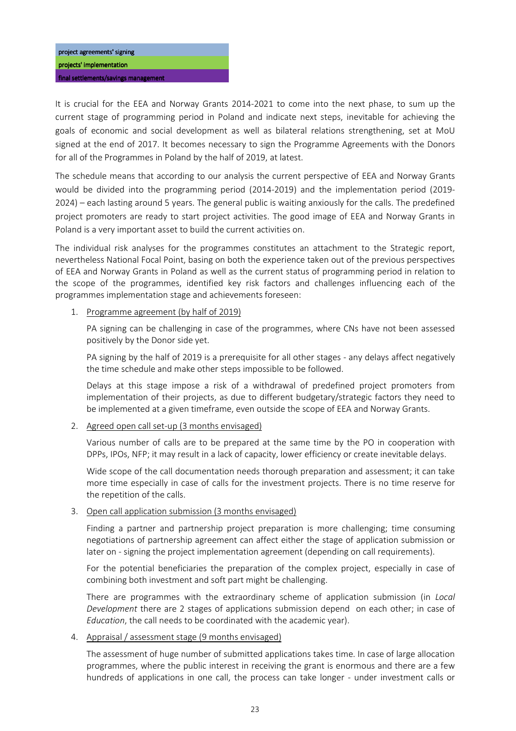| project agreements' signing |
| --- |
| projects' implementation |
| final settlements/savings management |

It is crucial for the EEA and Norway Grants 2014-2021 to come into the next phase, to sum up the current stage of programming period in Poland and indicate next steps, inevitable for achieving the goals of economic and social development as well as bilateral relations strengthening, set at MoU signed at the end of 2017. It becomes necessary to sign the Programme Agreements with the Donors for all of the Programmes in Poland by the half of 2019, at latest.

The schedule means that according to our analysis the current perspective of EEA and Norway Grants would be divided into the programming period (2014-2019) and the implementation period (2019-2024) – each lasting around 5 years. The general public is waiting anxiously for the calls. The predefined project promoters are ready to start project activities. The good image of EEA and Norway Grants in Poland is a very important asset to build the current activities on.

The individual risk analyses for the programmes constitutes an attachment to the Strategic report, nevertheless National Focal Point, basing on both the experience taken out of the previous perspectives of EEA and Norway Grants in Poland as well as the current status of programming period in relation to the scope of the programmes, identified key risk factors and challenges influencing each of the programmes implementation stage and achievements foreseen:

1. Programme agreement (by half of 2019)

   PA signing can be challenging in case of the programmes, where CNs have not been assessed positively by the Donor side yet.

   PA signing by the half of 2019 is a prerequisite for all other stages - any delays affect negatively the time schedule and make other steps impossible to be followed.

   Delays at this stage impose a risk of a withdrawal of predefined project promoters from implementation of their projects, as due to different budgetary/strategic factors they need to be implemented at a given timeframe, even outside the scope of EEA and Norway Grants.

2. Agreed open call set-up (3 months envisaged)

   Various number of calls are to be prepared at the same time by the PO in cooperation with DPPs, IPOs, NFP; it may result in a lack of capacity, lower efficiency or create inevitable delays.

   Wide scope of the call documentation needs thorough preparation and assessment; it can take more time especially in case of calls for the investment projects. There is no time reserve for the repetition of the calls.

3. Open call application submission (3 months envisaged)

   Finding a partner and partnership project preparation is more challenging; time consuming negotiations of partnership agreement can affect either the stage of application submission or later on - signing the project implementation agreement (depending on call requirements).

   For the potential beneficiaries the preparation of the complex project, especially in case of combining both investment and soft part might be challenging.

   There are programmes with the extraordinary scheme of application submission (in *Local Development* there are 2 stages of applications submission depend on each other; in case of *Education*, the call needs to be coordinated with the academic year).

4. Appraisal / assessment stage (9 months envisaged)

   The assessment of huge number of submitted applications takes time. In case of large allocation programmes, where the public interest in receiving the grant is enormous and there are a few hundreds of applications in one call, the process can take longer - under investment calls or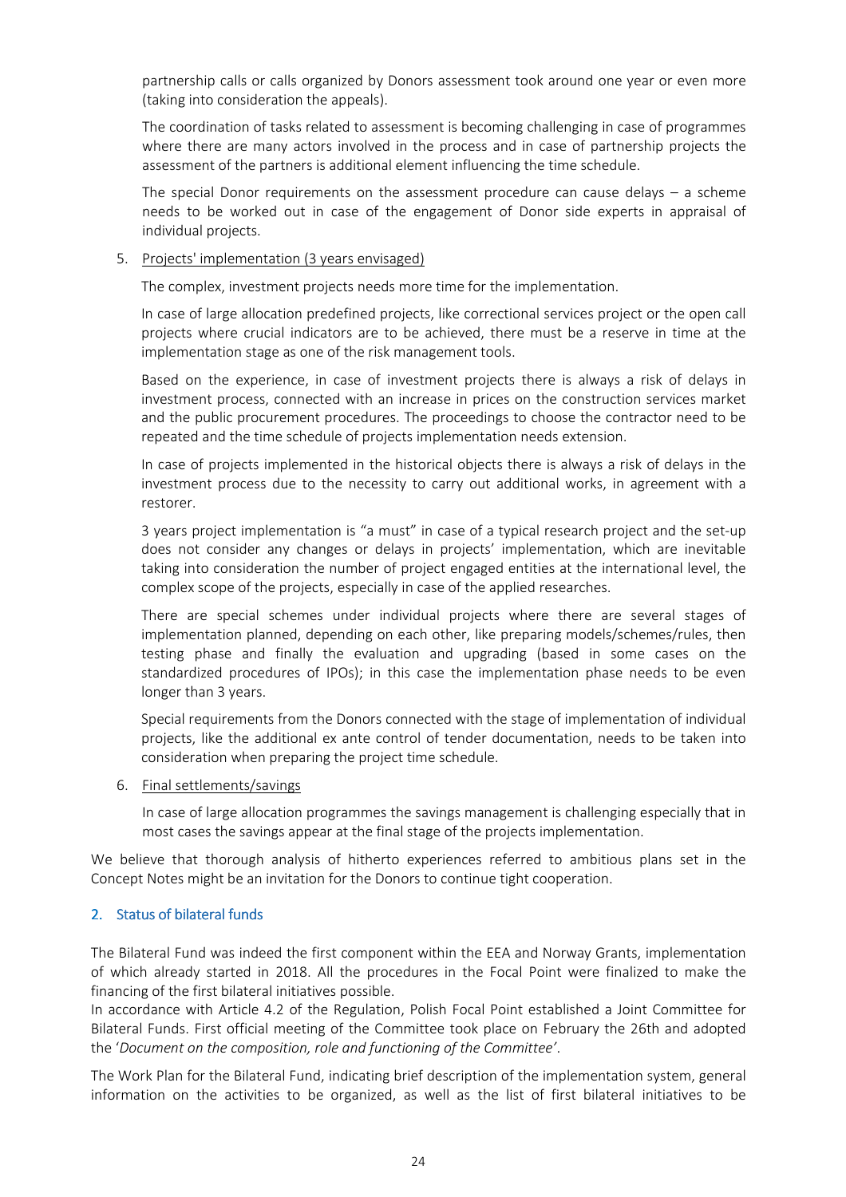partnership calls or calls organized by Donors assessment took around one year or even more (taking into consideration the appeals).

The coordination of tasks related to assessment is becoming challenging in case of programmes where there are many actors involved in the process and in case of partnership projects the assessment of the partners is additional element influencing the time schedule.

The special Donor requirements on the assessment procedure can cause delays – a scheme needs to be worked out in case of the engagement of Donor side experts in appraisal of individual projects.

5. Projects' implementation (3 years envisaged)

   The complex, investment projects needs more time for the implementation.

   In case of large allocation predefined projects, like correctional services project or the open call projects where crucial indicators are to be achieved, there must be a reserve in time at the implementation stage as one of the risk management tools.

   Based on the experience, in case of investment projects there is always a risk of delays in investment process, connected with an increase in prices on the construction services market and the public procurement procedures. The proceedings to choose the contractor need to be repeated and the time schedule of projects implementation needs extension.

   In case of projects implemented in the historical objects there is always a risk of delays in the investment process due to the necessity to carry out additional works, in agreement with a restorer.

   3 years project implementation is "a must" in case of a typical research project and the set-up does not consider any changes or delays in projects' implementation, which are inevitable taking into consideration the number of project engaged entities at the international level, the complex scope of the projects, especially in case of the applied researches.

   There are special schemes under individual projects where there are several stages of implementation planned, depending on each other, like preparing models/schemes/rules, then testing phase and finally the evaluation and upgrading (based in some cases on the standardized procedures of IPOs); in this case the implementation phase needs to be even longer than 3 years.

   Special requirements from the Donors connected with the stage of implementation of individual projects, like the additional ex ante control of tender documentation, needs to be taken into consideration when preparing the project time schedule.

6. Final settlements/savings

   In case of large allocation programmes the savings management is challenging especially that in most cases the savings appear at the final stage of the projects implementation.

We believe that thorough analysis of hitherto experiences referred to ambitious plans set in the Concept Notes might be an invitation for the Donors to continue tight cooperation.

## 2. Status of bilateral funds

The Bilateral Fund was indeed the first component within the EEA and Norway Grants, implementation of which already started in 2018. All the procedures in the Focal Point were finalized to make the financing of the first bilateral initiatives possible.
In accordance with Article 4.2 of the Regulation, Polish Focal Point established a Joint Committee for Bilateral Funds. First official meeting of the Committee took place on February the 26th and adopted the '*Document on the composition, role and functioning of the Committee'*.

The Work Plan for the Bilateral Fund, indicating brief description of the implementation system, general information on the activities to be organized, as well as the list of first bilateral initiatives to be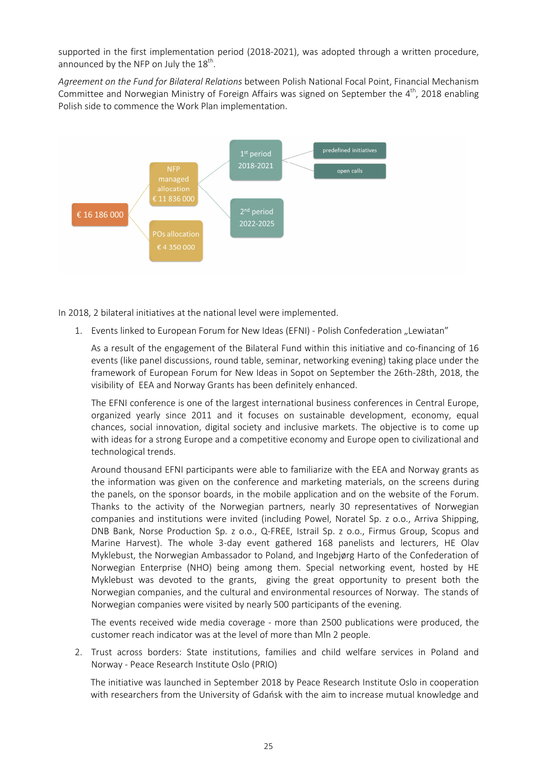supported in the first implementation period (2018-2021), was adopted through a written procedure, announced by the NFP on July the 18th.

*Agreement on the Fund for Bilateral Relations* between Polish National Focal Point, Financial Mechanism Committee and Norwegian Ministry of Foreign Affairs was signed on September the 4th, 2018 enabling Polish side to commence the Work Plan implementation.

- € 16 186 000
  - NFP managed allocation € 11 836 000
    - 1st period 2018-2021
      - predefined initiatives
      - open calls
    - 2nd period 2022-2025
  - POs allocation € 4 350 000

In 2018, 2 bilateral initiatives at the national level were implemented.

1. Events linked to European Forum for New Ideas (EFNI) - Polish Confederation „Lewiatan"

   As a result of the engagement of the Bilateral Fund within this initiative and co-financing of 16 events (like panel discussions, round table, seminar, networking evening) taking place under the framework of European Forum for New Ideas in Sopot on September the 26th-28th, 2018, the visibility of EEA and Norway Grants has been definitely enhanced.

   The EFNI conference is one of the largest international business conferences in Central Europe, organized yearly since 2011 and it focuses on sustainable development, economy, equal chances, social innovation, digital society and inclusive markets. The objective is to come up with ideas for a strong Europe and a competitive economy and Europe open to civilizational and technological trends.

   Around thousand EFNI participants were able to familiarize with the EEA and Norway grants as the information was given on the conference and marketing materials, on the screens during the panels, on the sponsor boards, in the mobile application and on the website of the Forum. Thanks to the activity of the Norwegian partners, nearly 30 representatives of Norwegian companies and institutions were invited (including Powel, Noratel Sp. z o.o., Arriva Shipping, DNB Bank, Norse Production Sp. z o.o., Q-FREE, Istrail Sp. z o.o., Firmus Group, Scopus and Marine Harvest). The whole 3-day event gathered 168 panelists and lecturers, HE Olav Myklebust, the Norwegian Ambassador to Poland, and Ingebjørg Harto of the Confederation of Norwegian Enterprise (NHO) being among them. Special networking event, hosted by HE Myklebust was devoted to the grants, giving the great opportunity to present both the Norwegian companies, and the cultural and environmental resources of Norway. The stands of Norwegian companies were visited by nearly 500 participants of the evening.

   The events received wide media coverage - more than 2500 publications were produced, the customer reach indicator was at the level of more than Mln 2 people.

2. Trust across borders: State institutions, families and child welfare services in Poland and Norway - Peace Research Institute Oslo (PRIO)

   The initiative was launched in September 2018 by Peace Research Institute Oslo in cooperation with researchers from the University of Gdańsk with the aim to increase mutual knowledge and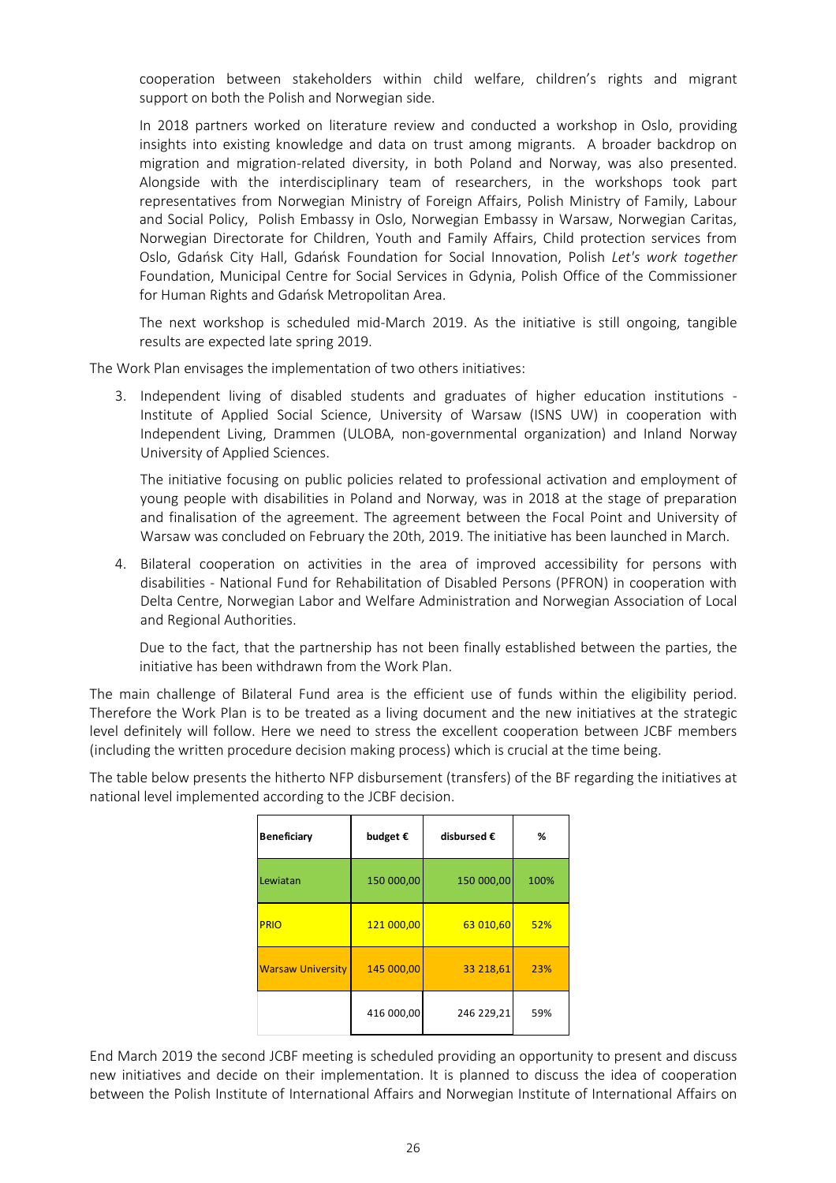cooperation between stakeholders within child welfare, children's rights and migrant support on both the Polish and Norwegian side.

In 2018 partners worked on literature review and conducted a workshop in Oslo, providing insights into existing knowledge and data on trust among migrants. A broader backdrop on migration and migration-related diversity, in both Poland and Norway, was also presented. Alongside with the interdisciplinary team of researchers, in the workshops took part representatives from Norwegian Ministry of Foreign Affairs, Polish Ministry of Family, Labour and Social Policy, Polish Embassy in Oslo, Norwegian Embassy in Warsaw, Norwegian Caritas, Norwegian Directorate for Children, Youth and Family Affairs, Child protection services from Oslo, Gdańsk City Hall, Gdańsk Foundation for Social Innovation, Polish *Let's work together* Foundation, Municipal Centre for Social Services in Gdynia, Polish Office of the Commissioner for Human Rights and Gdańsk Metropolitan Area.

The next workshop is scheduled mid-March 2019. As the initiative is still ongoing, tangible results are expected late spring 2019.

The Work Plan envisages the implementation of two others initiatives:

3. Independent living of disabled students and graduates of higher education institutions - Institute of Applied Social Science, University of Warsaw (ISNS UW) in cooperation with Independent Living, Drammen (ULOBA, non-governmental organization) and Inland Norway University of Applied Sciences.

   The initiative focusing on public policies related to professional activation and employment of young people with disabilities in Poland and Norway, was in 2018 at the stage of preparation and finalisation of the agreement. The agreement between the Focal Point and University of Warsaw was concluded on February the 20th, 2019. The initiative has been launched in March.

4. Bilateral cooperation on activities in the area of improved accessibility for persons with disabilities - National Fund for Rehabilitation of Disabled Persons (PFRON) in cooperation with Delta Centre, Norwegian Labor and Welfare Administration and Norwegian Association of Local and Regional Authorities.

   Due to the fact, that the partnership has not been finally established between the parties, the initiative has been withdrawn from the Work Plan.

The main challenge of Bilateral Fund area is the efficient use of funds within the eligibility period. Therefore the Work Plan is to be treated as a living document and the new initiatives at the strategic level definitely will follow. Here we need to stress the excellent cooperation between JCBF members (including the written procedure decision making process) which is crucial at the time being.

The table below presents the hitherto NFP disbursement (transfers) of the BF regarding the initiatives at national level implemented according to the JCBF decision.

| Beneficiary | budget € | disbursed € | % |
|---|---|---|---|
| Lewiatan | 150 000,00 | 150 000,00 | 100% |
| PRIO | 121 000,00 | 63 010,60 | 52% |
| Warsaw University | 145 000,00 | 33 218,61 | 23% |
| | 416 000,00 | 246 229,21 | 59% |

End March 2019 the second JCBF meeting is scheduled providing an opportunity to present and discuss new initiatives and decide on their implementation. It is planned to discuss the idea of cooperation between the Polish Institute of International Affairs and Norwegian Institute of International Affairs on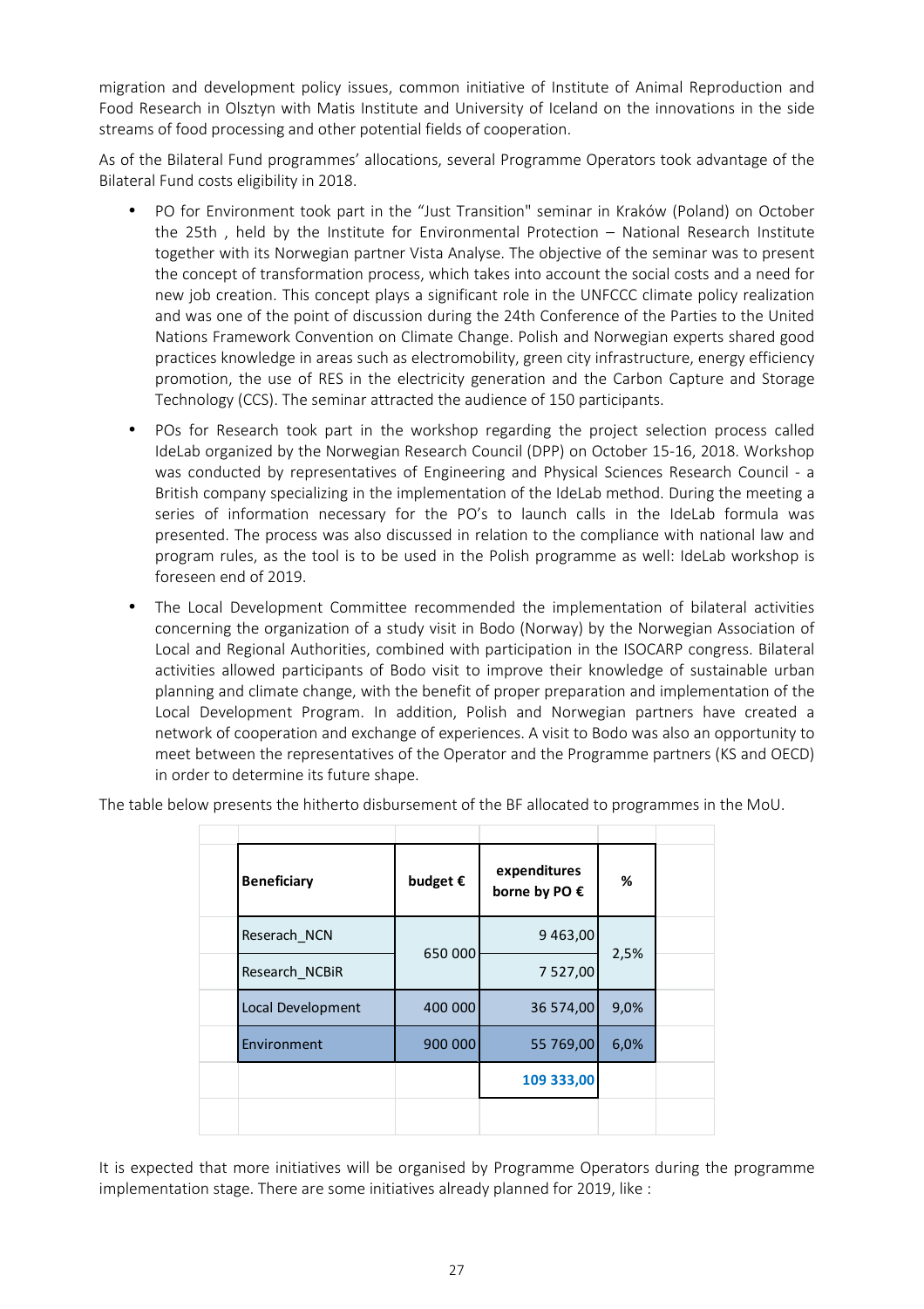migration and development policy issues, common initiative of Institute of Animal Reproduction and Food Research in Olsztyn with Matis Institute and University of Iceland on the innovations in the side streams of food processing and other potential fields of cooperation.

As of the Bilateral Fund programmes' allocations, several Programme Operators took advantage of the Bilateral Fund costs eligibility in 2018.

- PO for Environment took part in the "Just Transition" seminar in Kraków (Poland) on October the 25th , held by the Institute for Environmental Protection – National Research Institute together with its Norwegian partner Vista Analyse. The objective of the seminar was to present the concept of transformation process, which takes into account the social costs and a need for new job creation. This concept plays a significant role in the UNFCCC climate policy realization and was one of the point of discussion during the 24th Conference of the Parties to the United Nations Framework Convention on Climate Change. Polish and Norwegian experts shared good practices knowledge in areas such as electromobility, green city infrastructure, energy efficiency promotion, the use of RES in the electricity generation and the Carbon Capture and Storage Technology (CCS). The seminar attracted the audience of 150 participants.
- POs for Research took part in the workshop regarding the project selection process called IdeLab organized by the Norwegian Research Council (DPP) on October 15-16, 2018. Workshop was conducted by representatives of Engineering and Physical Sciences Research Council - a British company specializing in the implementation of the IdeLab method. During the meeting a series of information necessary for the PO's to launch calls in the IdeLab formula was presented. The process was also discussed in relation to the compliance with national law and program rules, as the tool is to be used in the Polish programme as well: IdeLab workshop is foreseen end of 2019.
- The Local Development Committee recommended the implementation of bilateral activities concerning the organization of a study visit in Bodo (Norway) by the Norwegian Association of Local and Regional Authorities, combined with participation in the ISOCARP congress. Bilateral activities allowed participants of Bodo visit to improve their knowledge of sustainable urban planning and climate change, with the benefit of proper preparation and implementation of the Local Development Program. In addition, Polish and Norwegian partners have created a network of cooperation and exchange of experiences. A visit to Bodo was also an opportunity to meet between the representatives of the Operator and the Programme partners (KS and OECD) in order to determine its future shape.

The table below presents the hitherto disbursement of the BF allocated to programmes in the MoU.

| Beneficiary | budget € | expenditures borne by PO € | % |
|---|---|---|---|
| Reserach_NCN | 650 000 | 9 463,00 | 2,5% |
| Research_NCBiR | | 7 527,00 | |
| Local Development | 400 000 | 36 574,00 | 9,0% |
| Environment | 900 000 | 55 769,00 | 6,0% |
| | | 109 333,00 | |

It is expected that more initiatives will be organised by Programme Operators during the programme implementation stage. There are some initiatives already planned for 2019, like :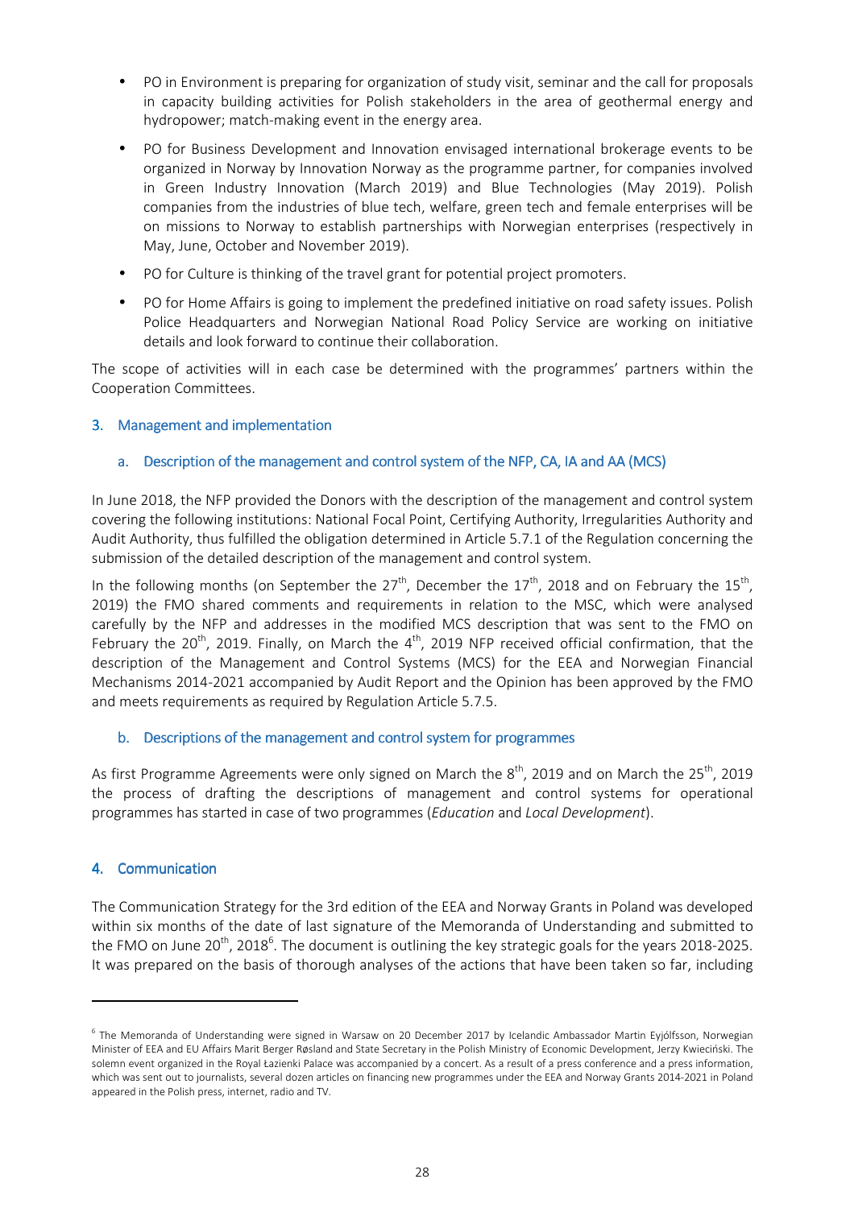- PO in Environment is preparing for organization of study visit, seminar and the call for proposals in capacity building activities for Polish stakeholders in the area of geothermal energy and hydropower; match-making event in the energy area.
- PO for Business Development and Innovation envisaged international brokerage events to be organized in Norway by Innovation Norway as the programme partner, for companies involved in Green Industry Innovation (March 2019) and Blue Technologies (May 2019). Polish companies from the industries of blue tech, welfare, green tech and female enterprises will be on missions to Norway to establish partnerships with Norwegian enterprises (respectively in May, June, October and November 2019).
- PO for Culture is thinking of the travel grant for potential project promoters.
- PO for Home Affairs is going to implement the predefined initiative on road safety issues. Polish Police Headquarters and Norwegian National Road Policy Service are working on initiative details and look forward to continue their collaboration.

The scope of activities will in each case be determined with the programmes' partners within the Cooperation Committees.

## 3. Management and implementation

### a. Description of the management and control system of the NFP, CA, IA and AA (MCS)

In June 2018, the NFP provided the Donors with the description of the management and control system covering the following institutions: National Focal Point, Certifying Authority, Irregularities Authority and Audit Authority, thus fulfilled the obligation determined in Article 5.7.1 of the Regulation concerning the submission of the detailed description of the management and control system.

In the following months (on September the 27th, December the 17th, 2018 and on February the 15th, 2019) the FMO shared comments and requirements in relation to the MSC, which were analysed carefully by the NFP and addresses in the modified MCS description that was sent to the FMO on February the 20th, 2019. Finally, on March the 4th, 2019 NFP received official confirmation, that the description of the Management and Control Systems (MCS) for the EEA and Norwegian Financial Mechanisms 2014-2021 accompanied by Audit Report and the Opinion has been approved by the FMO and meets requirements as required by Regulation Article 5.7.5.

### b. Descriptions of the management and control system for programmes

As first Programme Agreements were only signed on March the 8th, 2019 and on March the 25th, 2019 the process of drafting the descriptions of management and control systems for operational programmes has started in case of two programmes (*Education* and *Local Development*).

## 4. Communication

The Communication Strategy for the 3rd edition of the EEA and Norway Grants in Poland was developed within six months of the date of last signature of the Memoranda of Understanding and submitted to the FMO on June 20th, 2018[6]. The document is outlining the key strategic goals for the years 2018-2025. It was prepared on the basis of thorough analyses of the actions that have been taken so far, including

---

[6] The Memoranda of Understanding were signed in Warsaw on 20 December 2017 by Icelandic Ambassador Martin Eyjólfsson, Norwegian Minister of EEA and EU Affairs Marit Berger Røsland and State Secretary in the Polish Ministry of Economic Development, Jerzy Kwieciński. The solemn event organized in the Royal Łazienki Palace was accompanied by a concert. As a result of a press conference and a press information, which was sent out to journalists, several dozen articles on financing new programmes under the EEA and Norway Grants 2014-2021 in Poland appeared in the Polish press, internet, radio and TV.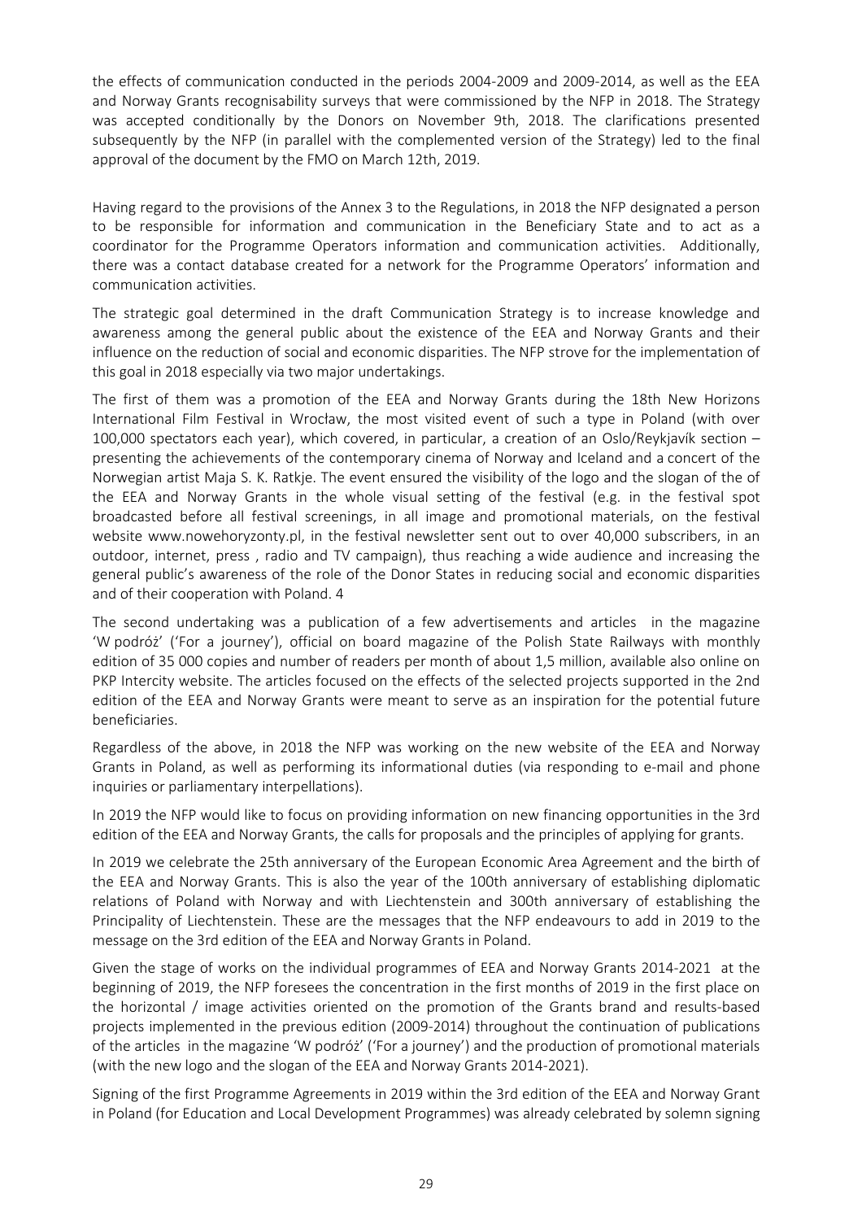the effects of communication conducted in the periods 2004-2009 and 2009-2014, as well as the EEA and Norway Grants recognisability surveys that were commissioned by the NFP in 2018. The Strategy was accepted conditionally by the Donors on November 9th, 2018. The clarifications presented subsequently by the NFP (in parallel with the complemented version of the Strategy) led to the final approval of the document by the FMO on March 12th, 2019.

Having regard to the provisions of the Annex 3 to the Regulations, in 2018 the NFP designated a person to be responsible for information and communication in the Beneficiary State and to act as a coordinator for the Programme Operators information and communication activities. Additionally, there was a contact database created for a network for the Programme Operators' information and communication activities.

The strategic goal determined in the draft Communication Strategy is to increase knowledge and awareness among the general public about the existence of the EEA and Norway Grants and their influence on the reduction of social and economic disparities. The NFP strove for the implementation of this goal in 2018 especially via two major undertakings.

The first of them was a promotion of the EEA and Norway Grants during the 18th New Horizons International Film Festival in Wrocław, the most visited event of such a type in Poland (with over 100,000 spectators each year), which covered, in particular, a creation of an Oslo/Reykjavík section – presenting the achievements of the contemporary cinema of Norway and Iceland and a concert of the Norwegian artist Maja S. K. Ratkje. The event ensured the visibility of the logo and the slogan of the of the EEA and Norway Grants in the whole visual setting of the festival (e.g. in the festival spot broadcasted before all festival screenings, in all image and promotional materials, on the festival website www.nowehoryzonty.pl, in the festival newsletter sent out to over 40,000 subscribers, in an outdoor, internet, press , radio and TV campaign), thus reaching a wide audience and increasing the general public's awareness of the role of the Donor States in reducing social and economic disparities and of their cooperation with Poland. 4

The second undertaking was a publication of a few advertisements and articles in the magazine 'W podróż' ('For a journey'), official on board magazine of the Polish State Railways with monthly edition of 35 000 copies and number of readers per month of about 1,5 million, available also online on PKP Intercity website. The articles focused on the effects of the selected projects supported in the 2nd edition of the EEA and Norway Grants were meant to serve as an inspiration for the potential future beneficiaries.

Regardless of the above, in 2018 the NFP was working on the new website of the EEA and Norway Grants in Poland, as well as performing its informational duties (via responding to e-mail and phone inquiries or parliamentary interpellations).

In 2019 the NFP would like to focus on providing information on new financing opportunities in the 3rd edition of the EEA and Norway Grants, the calls for proposals and the principles of applying for grants.

In 2019 we celebrate the 25th anniversary of the European Economic Area Agreement and the birth of the EEA and Norway Grants. This is also the year of the 100th anniversary of establishing diplomatic relations of Poland with Norway and with Liechtenstein and 300th anniversary of establishing the Principality of Liechtenstein. These are the messages that the NFP endeavours to add in 2019 to the message on the 3rd edition of the EEA and Norway Grants in Poland.

Given the stage of works on the individual programmes of EEA and Norway Grants 2014-2021 at the beginning of 2019, the NFP foresees the concentration in the first months of 2019 in the first place on the horizontal / image activities oriented on the promotion of the Grants brand and results-based projects implemented in the previous edition (2009-2014) throughout the continuation of publications of the articles in the magazine 'W podróż' ('For a journey') and the production of promotional materials (with the new logo and the slogan of the EEA and Norway Grants 2014-2021).

Signing of the first Programme Agreements in 2019 within the 3rd edition of the EEA and Norway Grant in Poland (for Education and Local Development Programmes) was already celebrated by solemn signing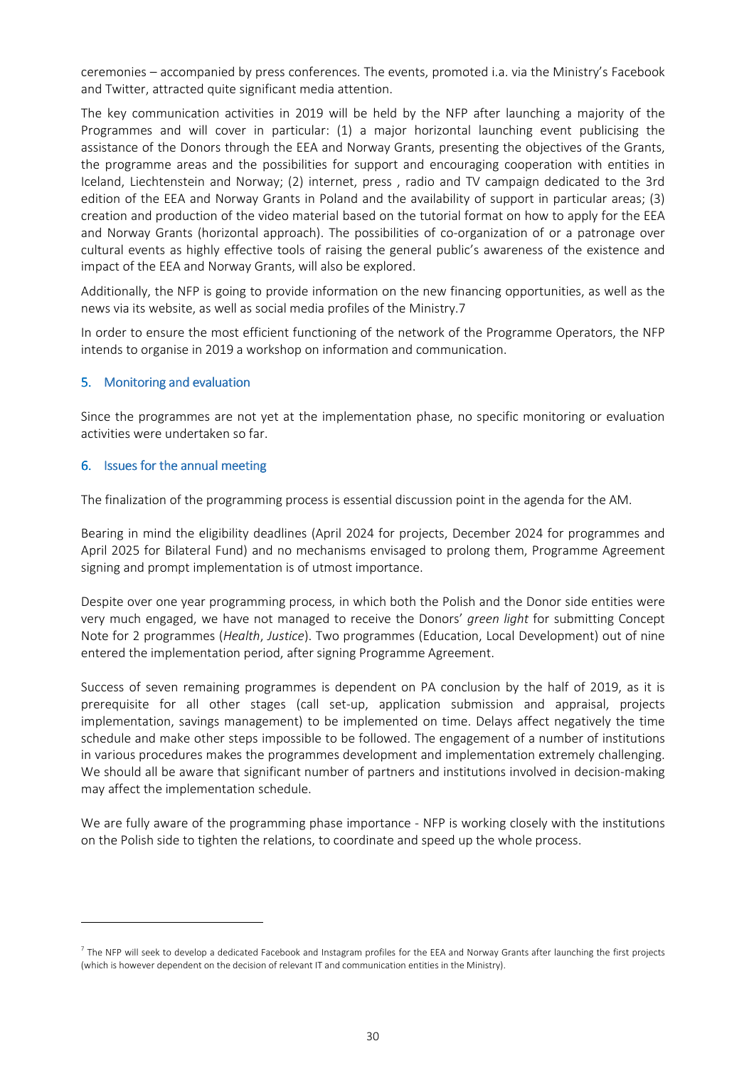ceremonies – accompanied by press conferences. The events, promoted i.a. via the Ministry's Facebook and Twitter, attracted quite significant media attention.

The key communication activities in 2019 will be held by the NFP after launching a majority of the Programmes and will cover in particular: (1) a major horizontal launching event publicising the assistance of the Donors through the EEA and Norway Grants, presenting the objectives of the Grants, the programme areas and the possibilities for support and encouraging cooperation with entities in Iceland, Liechtenstein and Norway; (2) internet, press , radio and TV campaign dedicated to the 3rd edition of the EEA and Norway Grants in Poland and the availability of support in particular areas; (3) creation and production of the video material based on the tutorial format on how to apply for the EEA and Norway Grants (horizontal approach). The possibilities of co-organization of or a patronage over cultural events as highly effective tools of raising the general public's awareness of the existence and impact of the EEA and Norway Grants, will also be explored.

Additionally, the NFP is going to provide information on the new financing opportunities, as well as the news via its website, as well as social media profiles of the Ministry.[7]

In order to ensure the most efficient functioning of the network of the Programme Operators, the NFP intends to organise in 2019 a workshop on information and communication.

## 5. Monitoring and evaluation

Since the programmes are not yet at the implementation phase, no specific monitoring or evaluation activities were undertaken so far.

## 6. Issues for the annual meeting

The finalization of the programming process is essential discussion point in the agenda for the AM.

Bearing in mind the eligibility deadlines (April 2024 for projects, December 2024 for programmes and April 2025 for Bilateral Fund) and no mechanisms envisaged to prolong them, Programme Agreement signing and prompt implementation is of utmost importance.

Despite over one year programming process, in which both the Polish and the Donor side entities were very much engaged, we have not managed to receive the Donors' *green light* for submitting Concept Note for 2 programmes (*Health*, *Justice*). Two programmes (Education, Local Development) out of nine entered the implementation period, after signing Programme Agreement.

Success of seven remaining programmes is dependent on PA conclusion by the half of 2019, as it is prerequisite for all other stages (call set-up, application submission and appraisal, projects implementation, savings management) to be implemented on time. Delays affect negatively the time schedule and make other steps impossible to be followed. The engagement of a number of institutions in various procedures makes the programmes development and implementation extremely challenging. We should all be aware that significant number of partners and institutions involved in decision-making may affect the implementation schedule.

We are fully aware of the programming phase importance - NFP is working closely with the institutions on the Polish side to tighten the relations, to coordinate and speed up the whole process.

---

[7] The NFP will seek to develop a dedicated Facebook and Instagram profiles for the EEA and Norway Grants after launching the first projects (which is however dependent on the decision of relevant IT and communication entities in the Ministry).